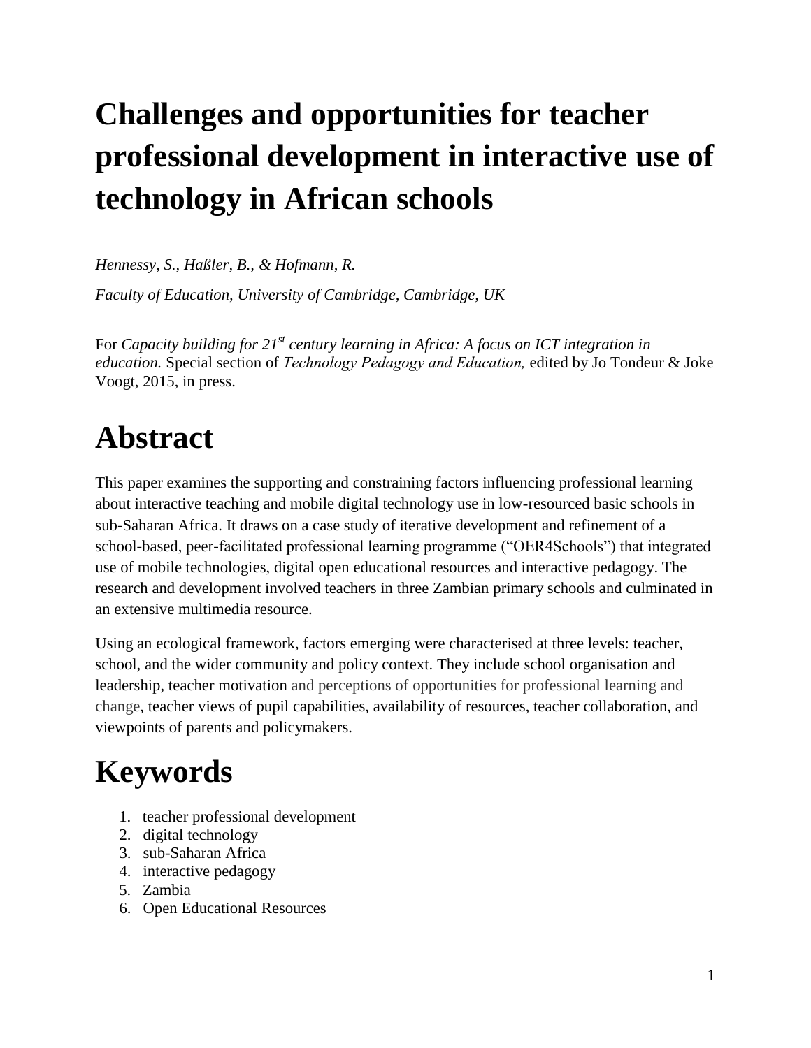# Challenges and opportunities for teacher professional development in interactive use of technology in African schools

*Hennessy, S., Haßler, B., & Hofmann, R.*

*Faculty of Education, University of Cambridge, Cambridge, UK*

For *Capacity building for 21st century learning in Africa: A focus on ICT integration in education.* Special section of *Technology Pedagogy and Education,* edited by Jo Tondeur & Joke Voogt, 2015, in press.

# Abstract

This paper examines the supporting and constraining factors influencing professional learning about interactive teaching and mobile digital technology use in low-resourced basic schools in sub-Saharan Africa. It draws on a case study of iterative development and refinement of a school-based, peer-facilitated professional learning programme ("OER4Schools") that integrated use of mobile technologies, digital open educational resources and interactive pedagogy. The research and development involved teachers in three Zambian primary schools and culminated in an extensive multimedia resource.

Using an ecological framework, factors emerging were characterised at three levels: teacher, school, and the wider community and policy context. They include school organisation and leadership, teacher motivation and perceptions of opportunities for professional learning and change, teacher views of pupil capabilities, availability of resources, teacher collaboration, and viewpoints of parents and policymakers.

# Keywords

1. teacher professional development
2. digital technology
3. sub-Saharan Africa
4. interactive pedagogy
5. Zambia
6. Open Educational Resources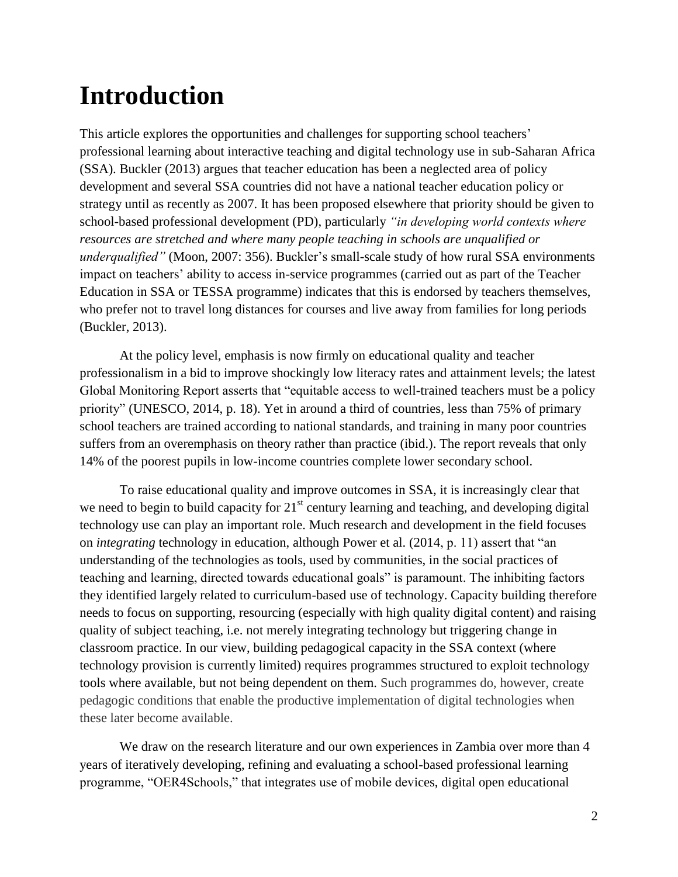# Introduction

This article explores the opportunities and challenges for supporting school teachers' professional learning about interactive teaching and digital technology use in sub-Saharan Africa (SSA). Buckler (2013) argues that teacher education has been a neglected area of policy development and several SSA countries did not have a national teacher education policy or strategy until as recently as 2007. It has been proposed elsewhere that priority should be given to school-based professional development (PD), particularly *"in developing world contexts where resources are stretched and where many people teaching in schools are unqualified or underqualified"* (Moon, 2007: 356). Buckler's small-scale study of how rural SSA environments impact on teachers' ability to access in-service programmes (carried out as part of the Teacher Education in SSA or TESSA programme) indicates that this is endorsed by teachers themselves, who prefer not to travel long distances for courses and live away from families for long periods (Buckler, 2013).

At the policy level, emphasis is now firmly on educational quality and teacher professionalism in a bid to improve shockingly low literacy rates and attainment levels; the latest Global Monitoring Report asserts that "equitable access to well-trained teachers must be a policy priority" (UNESCO, 2014, p. 18). Yet in around a third of countries, less than 75% of primary school teachers are trained according to national standards, and training in many poor countries suffers from an overemphasis on theory rather than practice (ibid.). The report reveals that only 14% of the poorest pupils in low-income countries complete lower secondary school.

To raise educational quality and improve outcomes in SSA, it is increasingly clear that we need to begin to build capacity for 21st century learning and teaching, and developing digital technology use can play an important role. Much research and development in the field focuses on *integrating* technology in education, although Power et al. (2014, p. 11) assert that "an understanding of the technologies as tools, used by communities, in the social practices of teaching and learning, directed towards educational goals" is paramount. The inhibiting factors they identified largely related to curriculum-based use of technology. Capacity building therefore needs to focus on supporting, resourcing (especially with high quality digital content) and raising quality of subject teaching, i.e. not merely integrating technology but triggering change in classroom practice. In our view, building pedagogical capacity in the SSA context (where technology provision is currently limited) requires programmes structured to exploit technology tools where available, but not being dependent on them. Such programmes do, however, create pedagogic conditions that enable the productive implementation of digital technologies when these later become available.

We draw on the research literature and our own experiences in Zambia over more than 4 years of iteratively developing, refining and evaluating a school-based professional learning programme, "OER4Schools," that integrates use of mobile devices, digital open educational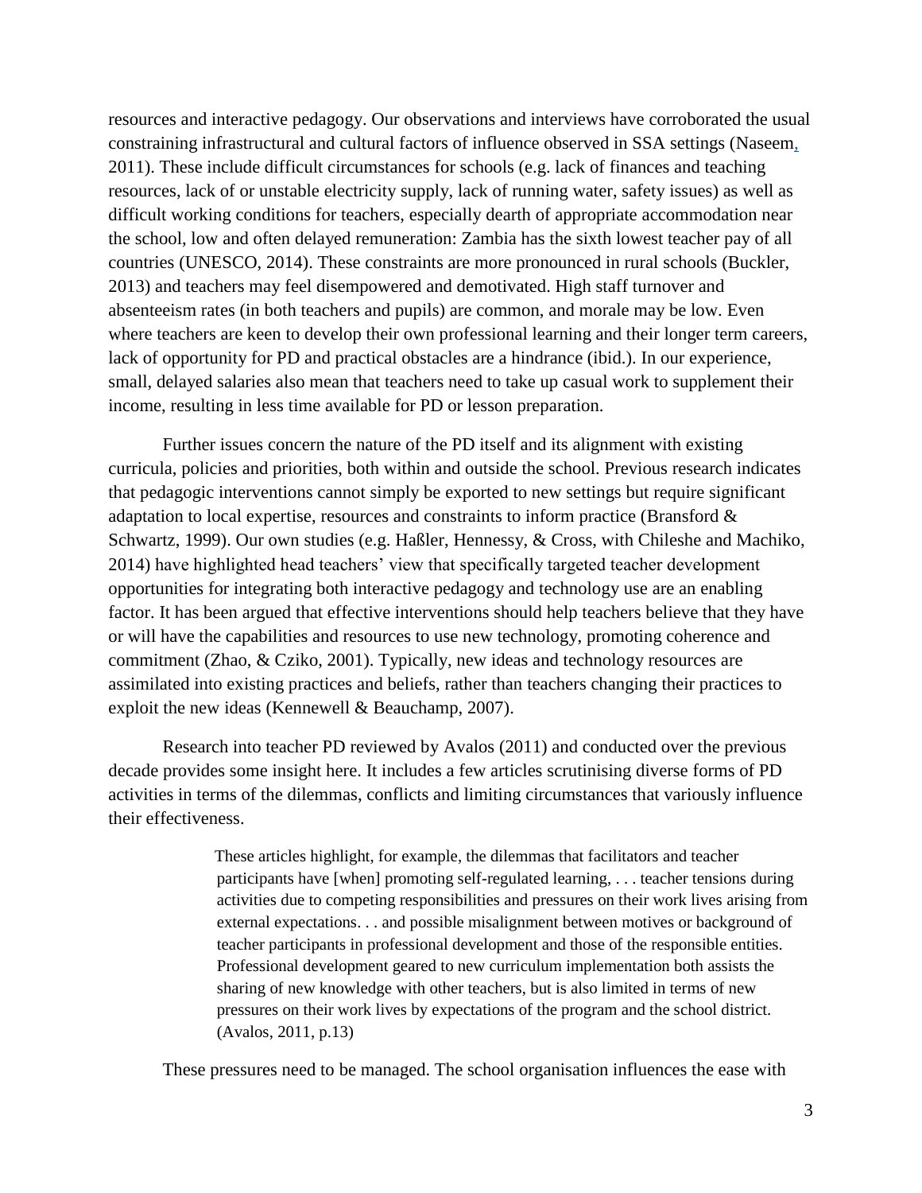resources and interactive pedagogy. Our observations and interviews have corroborated the usual constraining infrastructural and cultural factors of influence observed in SSA settings (Naseem, 2011). These include difficult circumstances for schools (e.g. lack of finances and teaching resources, lack of or unstable electricity supply, lack of running water, safety issues) as well as difficult working conditions for teachers, especially dearth of appropriate accommodation near the school, low and often delayed remuneration: Zambia has the sixth lowest teacher pay of all countries (UNESCO, 2014). These constraints are more pronounced in rural schools (Buckler, 2013) and teachers may feel disempowered and demotivated. High staff turnover and absenteeism rates (in both teachers and pupils) are common, and morale may be low. Even where teachers are keen to develop their own professional learning and their longer term careers, lack of opportunity for PD and practical obstacles are a hindrance (ibid.). In our experience, small, delayed salaries also mean that teachers need to take up casual work to supplement their income, resulting in less time available for PD or lesson preparation.

Further issues concern the nature of the PD itself and its alignment with existing curricula, policies and priorities, both within and outside the school. Previous research indicates that pedagogic interventions cannot simply be exported to new settings but require significant adaptation to local expertise, resources and constraints to inform practice (Bransford & Schwartz, 1999). Our own studies (e.g. Haßler, Hennessy, & Cross, with Chileshe and Machiko, 2014) have highlighted head teachers' view that specifically targeted teacher development opportunities for integrating both interactive pedagogy and technology use are an enabling factor. It has been argued that effective interventions should help teachers believe that they have or will have the capabilities and resources to use new technology, promoting coherence and commitment (Zhao, & Cziko, 2001). Typically, new ideas and technology resources are assimilated into existing practices and beliefs, rather than teachers changing their practices to exploit the new ideas (Kennewell & Beauchamp, 2007).

Research into teacher PD reviewed by Avalos (2011) and conducted over the previous decade provides some insight here. It includes a few articles scrutinising diverse forms of PD activities in terms of the dilemmas, conflicts and limiting circumstances that variously influence their effectiveness.

> These articles highlight, for example, the dilemmas that facilitators and teacher participants have [when] promoting self-regulated learning, . . . teacher tensions during activities due to competing responsibilities and pressures on their work lives arising from external expectations. . . and possible misalignment between motives or background of teacher participants in professional development and those of the responsible entities. Professional development geared to new curriculum implementation both assists the sharing of new knowledge with other teachers, but is also limited in terms of new pressures on their work lives by expectations of the program and the school district. (Avalos, 2011, p.13)

These pressures need to be managed. The school organisation influences the ease with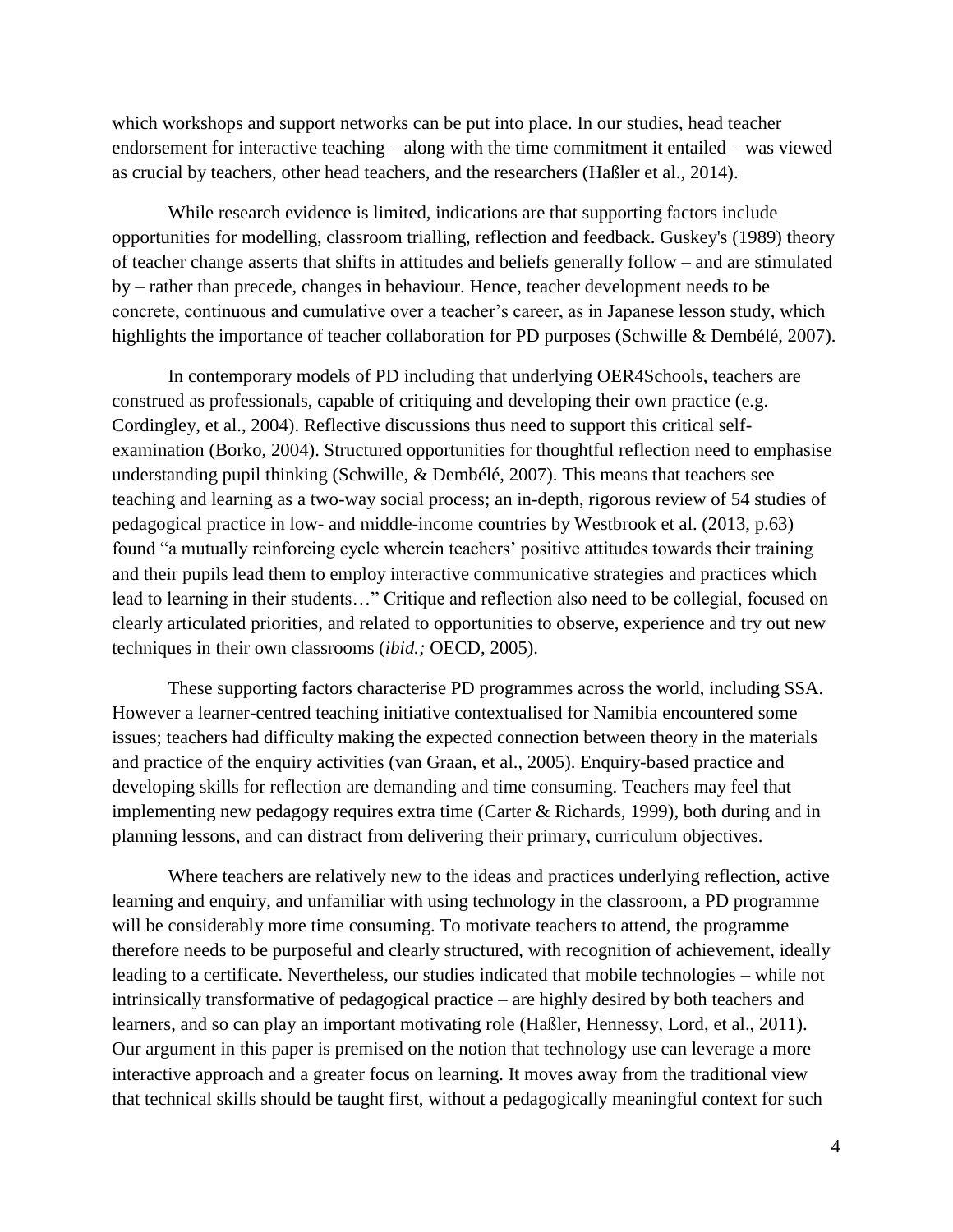which workshops and support networks can be put into place. In our studies, head teacher endorsement for interactive teaching – along with the time commitment it entailed – was viewed as crucial by teachers, other head teachers, and the researchers (Haßler et al., 2014).

While research evidence is limited, indications are that supporting factors include opportunities for modelling, classroom trialling, reflection and feedback. Guskey's (1989) theory of teacher change asserts that shifts in attitudes and beliefs generally follow – and are stimulated by – rather than precede, changes in behaviour. Hence, teacher development needs to be concrete, continuous and cumulative over a teacher's career, as in Japanese lesson study, which highlights the importance of teacher collaboration for PD purposes (Schwille & Dembélé, 2007).

In contemporary models of PD including that underlying OER4Schools, teachers are construed as professionals, capable of critiquing and developing their own practice (e.g. Cordingley, et al., 2004). Reflective discussions thus need to support this critical self-examination (Borko, 2004). Structured opportunities for thoughtful reflection need to emphasise understanding pupil thinking (Schwille, & Dembélé, 2007). This means that teachers see teaching and learning as a two-way social process; an in-depth, rigorous review of 54 studies of pedagogical practice in low- and middle-income countries by Westbrook et al. (2013, p.63) found "a mutually reinforcing cycle wherein teachers' positive attitudes towards their training and their pupils lead them to employ interactive communicative strategies and practices which lead to learning in their students…" Critique and reflection also need to be collegial, focused on clearly articulated priorities, and related to opportunities to observe, experience and try out new techniques in their own classrooms (*ibid.;* OECD, 2005).

These supporting factors characterise PD programmes across the world, including SSA. However a learner-centred teaching initiative contextualised for Namibia encountered some issues; teachers had difficulty making the expected connection between theory in the materials and practice of the enquiry activities (van Graan, et al., 2005). Enquiry-based practice and developing skills for reflection are demanding and time consuming. Teachers may feel that implementing new pedagogy requires extra time (Carter & Richards, 1999), both during and in planning lessons, and can distract from delivering their primary, curriculum objectives.

Where teachers are relatively new to the ideas and practices underlying reflection, active learning and enquiry, and unfamiliar with using technology in the classroom, a PD programme will be considerably more time consuming. To motivate teachers to attend, the programme therefore needs to be purposeful and clearly structured, with recognition of achievement, ideally leading to a certificate. Nevertheless, our studies indicated that mobile technologies – while not intrinsically transformative of pedagogical practice – are highly desired by both teachers and learners, and so can play an important motivating role (Haßler, Hennessy, Lord, et al., 2011). Our argument in this paper is premised on the notion that technology use can leverage a more interactive approach and a greater focus on learning. It moves away from the traditional view that technical skills should be taught first, without a pedagogically meaningful context for such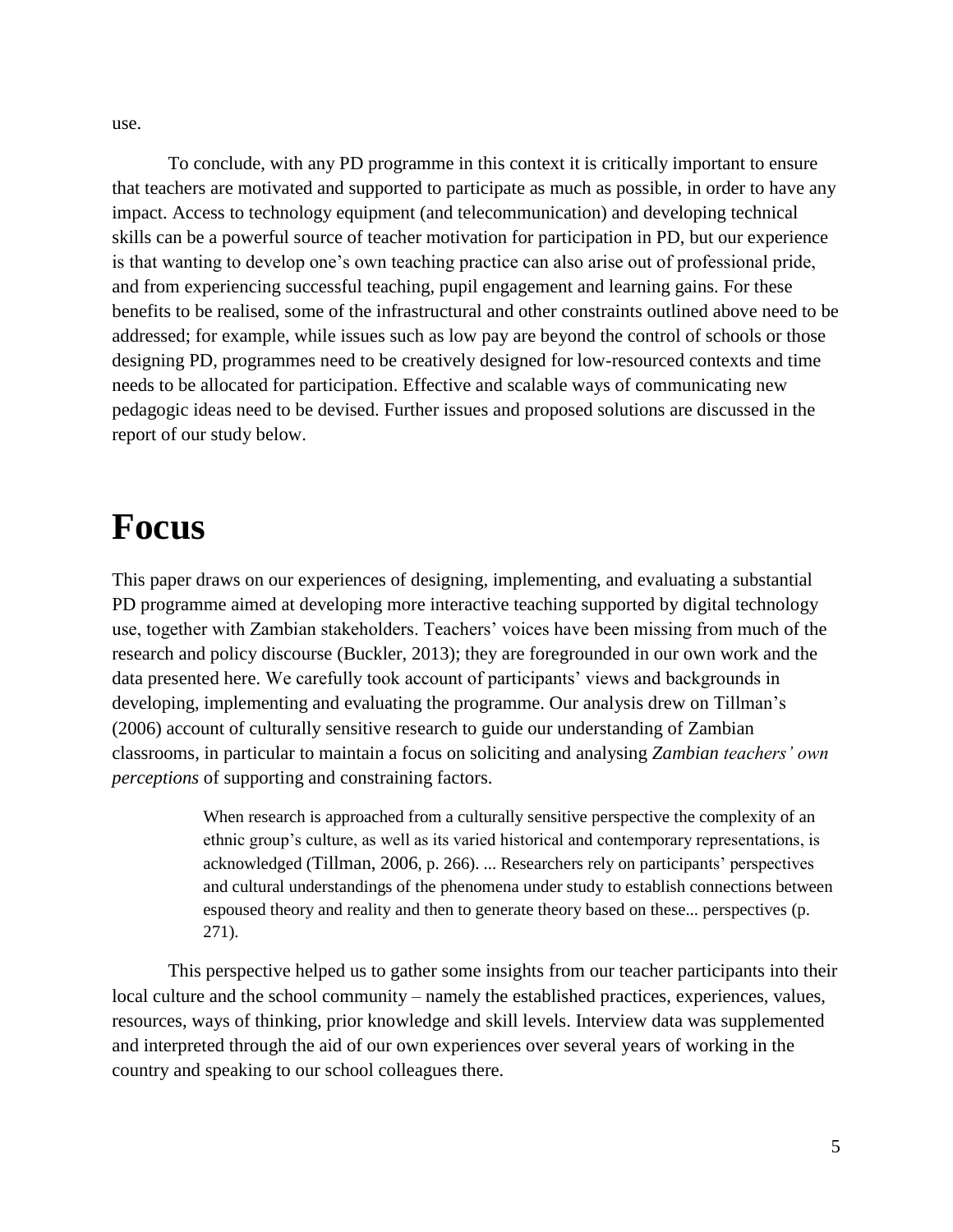use.

To conclude, with any PD programme in this context it is critically important to ensure that teachers are motivated and supported to participate as much as possible, in order to have any impact. Access to technology equipment (and telecommunication) and developing technical skills can be a powerful source of teacher motivation for participation in PD, but our experience is that wanting to develop one's own teaching practice can also arise out of professional pride, and from experiencing successful teaching, pupil engagement and learning gains. For these benefits to be realised, some of the infrastructural and other constraints outlined above need to be addressed; for example, while issues such as low pay are beyond the control of schools or those designing PD, programmes need to be creatively designed for low-resourced contexts and time needs to be allocated for participation. Effective and scalable ways of communicating new pedagogic ideas need to be devised. Further issues and proposed solutions are discussed in the report of our study below.

# Focus

This paper draws on our experiences of designing, implementing, and evaluating a substantial PD programme aimed at developing more interactive teaching supported by digital technology use, together with Zambian stakeholders. Teachers' voices have been missing from much of the research and policy discourse (Buckler, 2013); they are foregrounded in our own work and the data presented here. We carefully took account of participants' views and backgrounds in developing, implementing and evaluating the programme. Our analysis drew on Tillman's (2006) account of culturally sensitive research to guide our understanding of Zambian classrooms, in particular to maintain a focus on soliciting and analysing *Zambian teachers' own perceptions* of supporting and constraining factors.

> When research is approached from a culturally sensitive perspective the complexity of an ethnic group's culture, as well as its varied historical and contemporary representations, is acknowledged (Tillman, 2006, p. 266). ... Researchers rely on participants' perspectives and cultural understandings of the phenomena under study to establish connections between espoused theory and reality and then to generate theory based on these... perspectives (p. 271).

This perspective helped us to gather some insights from our teacher participants into their local culture and the school community – namely the established practices, experiences, values, resources, ways of thinking, prior knowledge and skill levels. Interview data was supplemented and interpreted through the aid of our own experiences over several years of working in the country and speaking to our school colleagues there.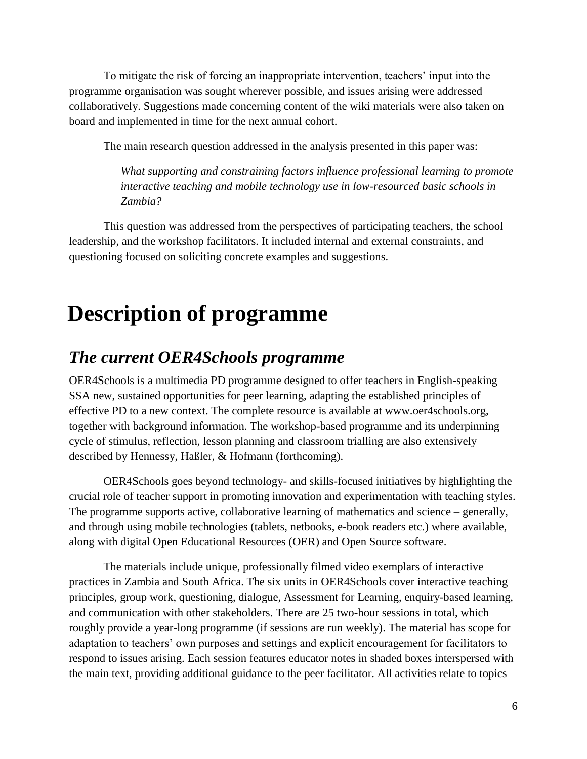To mitigate the risk of forcing an inappropriate intervention, teachers' input into the programme organisation was sought wherever possible, and issues arising were addressed collaboratively. Suggestions made concerning content of the wiki materials were also taken on board and implemented in time for the next annual cohort.

The main research question addressed in the analysis presented in this paper was:

> *What supporting and constraining factors influence professional learning to promote interactive teaching and mobile technology use in low-resourced basic schools in Zambia?*

This question was addressed from the perspectives of participating teachers, the school leadership, and the workshop facilitators. It included internal and external constraints, and questioning focused on soliciting concrete examples and suggestions.

# Description of programme

## *The current OER4Schools programme*

OER4Schools is a multimedia PD programme designed to offer teachers in English-speaking SSA new, sustained opportunities for peer learning, adapting the established principles of effective PD to a new context. The complete resource is available at www.oer4schools.org, together with background information. The workshop-based programme and its underpinning cycle of stimulus, reflection, lesson planning and classroom trialling are also extensively described by Hennessy, Haßler, & Hofmann (forthcoming).

OER4Schools goes beyond technology- and skills-focused initiatives by highlighting the crucial role of teacher support in promoting innovation and experimentation with teaching styles. The programme supports active, collaborative learning of mathematics and science – generally, and through using mobile technologies (tablets, netbooks, e-book readers etc.) where available, along with digital Open Educational Resources (OER) and Open Source software.

The materials include unique, professionally filmed video exemplars of interactive practices in Zambia and South Africa. The six units in OER4Schools cover interactive teaching principles, group work, questioning, dialogue, Assessment for Learning, enquiry-based learning, and communication with other stakeholders. There are 25 two-hour sessions in total, which roughly provide a year-long programme (if sessions are run weekly). The material has scope for adaptation to teachers' own purposes and settings and explicit encouragement for facilitators to respond to issues arising. Each session features educator notes in shaded boxes interspersed with the main text, providing additional guidance to the peer facilitator. All activities relate to topics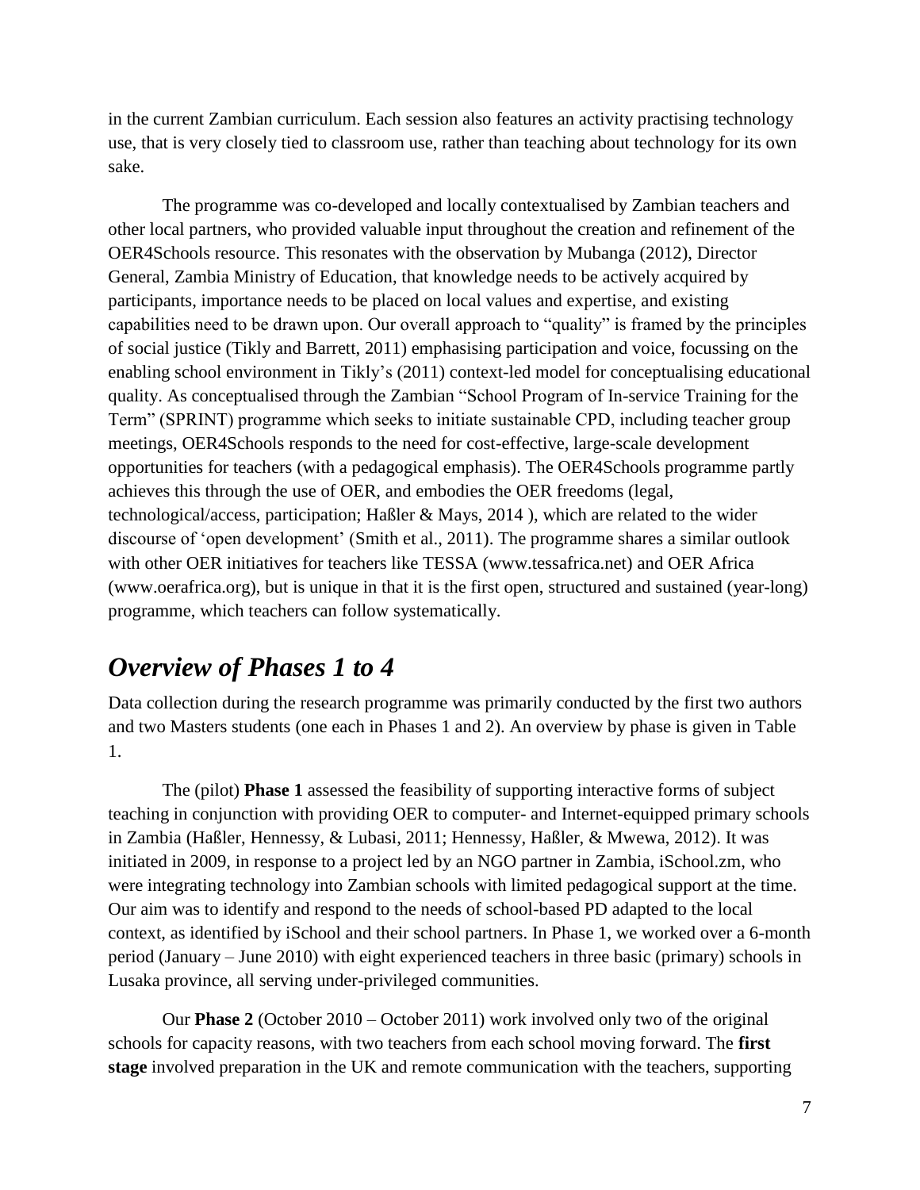in the current Zambian curriculum. Each session also features an activity practising technology use, that is very closely tied to classroom use, rather than teaching about technology for its own sake.

The programme was co-developed and locally contextualised by Zambian teachers and other local partners, who provided valuable input throughout the creation and refinement of the OER4Schools resource. This resonates with the observation by Mubanga (2012), Director General, Zambia Ministry of Education, that knowledge needs to be actively acquired by participants, importance needs to be placed on local values and expertise, and existing capabilities need to be drawn upon. Our overall approach to "quality" is framed by the principles of social justice (Tikly and Barrett, 2011) emphasising participation and voice, focussing on the enabling school environment in Tikly's (2011) context-led model for conceptualising educational quality. As conceptualised through the Zambian "School Program of In-service Training for the Term" (SPRINT) programme which seeks to initiate sustainable CPD, including teacher group meetings, OER4Schools responds to the need for cost-effective, large-scale development opportunities for teachers (with a pedagogical emphasis). The OER4Schools programme partly achieves this through the use of OER, and embodies the OER freedoms (legal, technological/access, participation; Haßler & Mays, 2014 ), which are related to the wider discourse of 'open development' (Smith et al., 2011). The programme shares a similar outlook with other OER initiatives for teachers like TESSA (www.tessafrica.net) and OER Africa (www.oerafrica.org), but is unique in that it is the first open, structured and sustained (year-long) programme, which teachers can follow systematically.

## *Overview of Phases 1 to 4*

Data collection during the research programme was primarily conducted by the first two authors and two Masters students (one each in Phases 1 and 2). An overview by phase is given in Table 1.

The (pilot) **Phase 1** assessed the feasibility of supporting interactive forms of subject teaching in conjunction with providing OER to computer- and Internet-equipped primary schools in Zambia (Haßler, Hennessy, & Lubasi, 2011; Hennessy, Haßler, & Mwewa, 2012). It was initiated in 2009, in response to a project led by an NGO partner in Zambia, iSchool.zm, who were integrating technology into Zambian schools with limited pedagogical support at the time. Our aim was to identify and respond to the needs of school-based PD adapted to the local context, as identified by iSchool and their school partners. In Phase 1, we worked over a 6-month period (January – June 2010) with eight experienced teachers in three basic (primary) schools in Lusaka province, all serving under-privileged communities.

Our **Phase 2** (October 2010 – October 2011) work involved only two of the original schools for capacity reasons, with two teachers from each school moving forward. The **first stage** involved preparation in the UK and remote communication with the teachers, supporting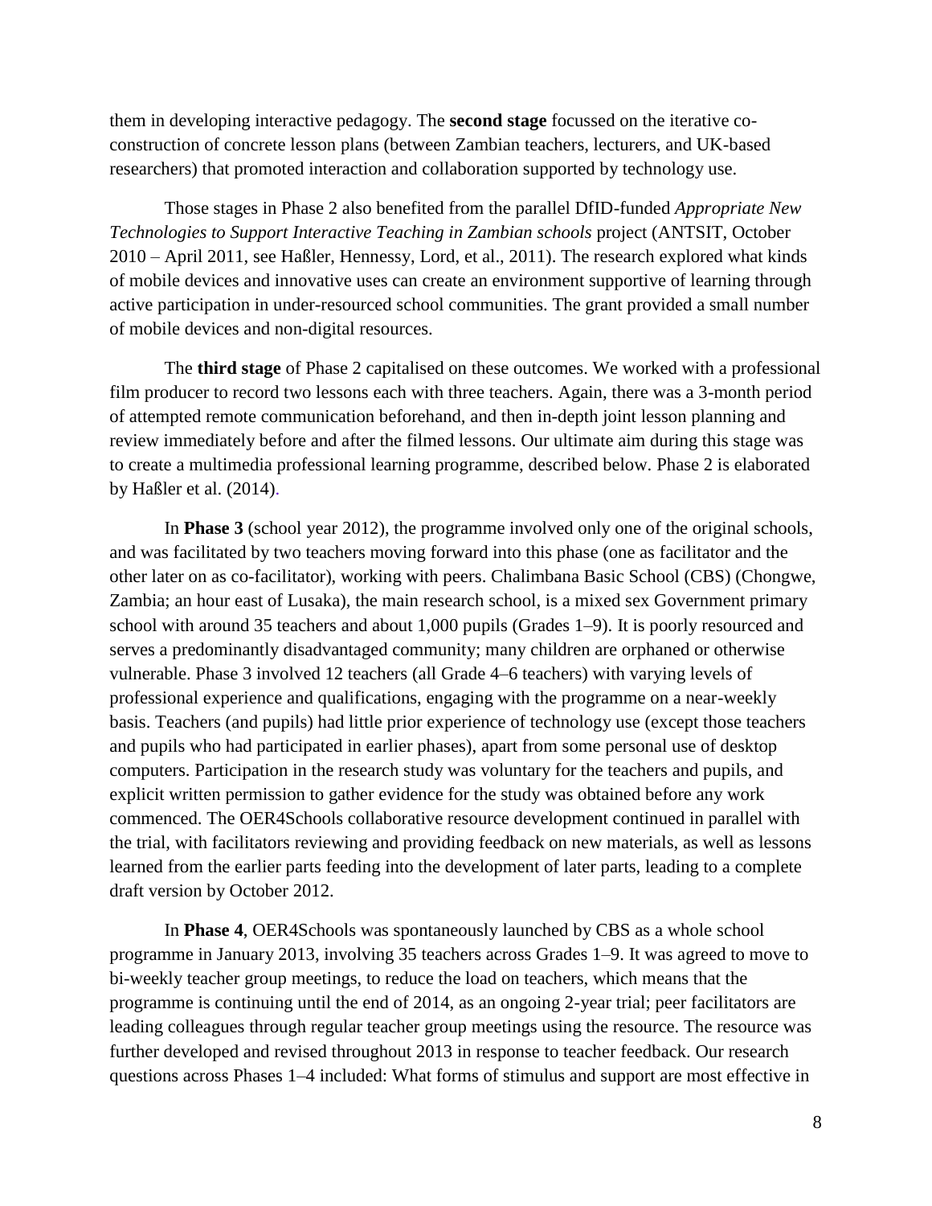them in developing interactive pedagogy. The **second stage** focussed on the iterative co-construction of concrete lesson plans (between Zambian teachers, lecturers, and UK-based researchers) that promoted interaction and collaboration supported by technology use.

Those stages in Phase 2 also benefited from the parallel DfID-funded *Appropriate New Technologies to Support Interactive Teaching in Zambian schools* project (ANTSIT, October 2010 – April 2011, see Haßler, Hennessy, Lord, et al., 2011). The research explored what kinds of mobile devices and innovative uses can create an environment supportive of learning through active participation in under-resourced school communities. The grant provided a small number of mobile devices and non-digital resources.

The **third stage** of Phase 2 capitalised on these outcomes. We worked with a professional film producer to record two lessons each with three teachers. Again, there was a 3-month period of attempted remote communication beforehand, and then in-depth joint lesson planning and review immediately before and after the filmed lessons. Our ultimate aim during this stage was to create a multimedia professional learning programme, described below. Phase 2 is elaborated by Haßler et al. (2014).

In **Phase 3** (school year 2012), the programme involved only one of the original schools, and was facilitated by two teachers moving forward into this phase (one as facilitator and the other later on as co-facilitator), working with peers. Chalimbana Basic School (CBS) (Chongwe, Zambia; an hour east of Lusaka), the main research school, is a mixed sex Government primary school with around 35 teachers and about 1,000 pupils (Grades 1–9). It is poorly resourced and serves a predominantly disadvantaged community; many children are orphaned or otherwise vulnerable. Phase 3 involved 12 teachers (all Grade 4–6 teachers) with varying levels of professional experience and qualifications, engaging with the programme on a near-weekly basis. Teachers (and pupils) had little prior experience of technology use (except those teachers and pupils who had participated in earlier phases), apart from some personal use of desktop computers. Participation in the research study was voluntary for the teachers and pupils, and explicit written permission to gather evidence for the study was obtained before any work commenced. The OER4Schools collaborative resource development continued in parallel with the trial, with facilitators reviewing and providing feedback on new materials, as well as lessons learned from the earlier parts feeding into the development of later parts, leading to a complete draft version by October 2012.

In **Phase 4**, OER4Schools was spontaneously launched by CBS as a whole school programme in January 2013, involving 35 teachers across Grades 1–9. It was agreed to move to bi-weekly teacher group meetings, to reduce the load on teachers, which means that the programme is continuing until the end of 2014, as an ongoing 2-year trial; peer facilitators are leading colleagues through regular teacher group meetings using the resource. The resource was further developed and revised throughout 2013 in response to teacher feedback. Our research questions across Phases 1–4 included: What forms of stimulus and support are most effective in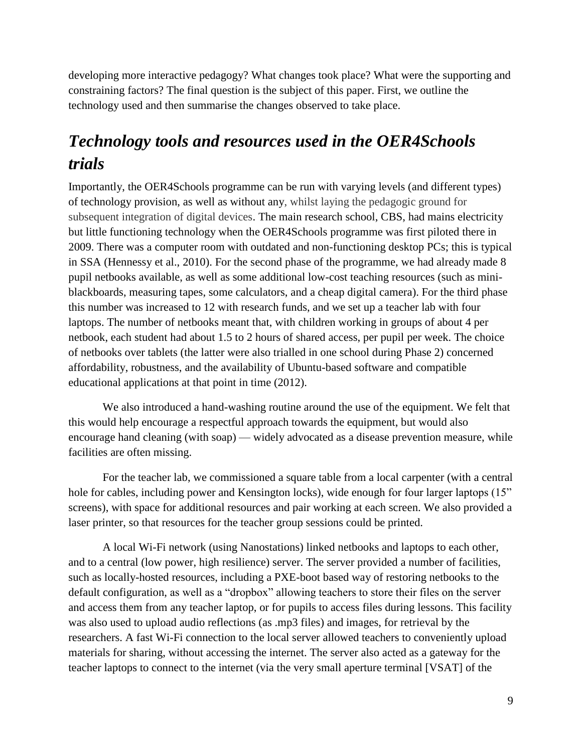developing more interactive pedagogy? What changes took place? What were the supporting and constraining factors? The final question is the subject of this paper. First, we outline the technology used and then summarise the changes observed to take place.

## *Technology tools and resources used in the OER4Schools trials*

Importantly, the OER4Schools programme can be run with varying levels (and different types) of technology provision, as well as without any, whilst laying the pedagogic ground for subsequent integration of digital devices. The main research school, CBS, had mains electricity but little functioning technology when the OER4Schools programme was first piloted there in 2009. There was a computer room with outdated and non-functioning desktop PCs; this is typical in SSA (Hennessy et al., 2010). For the second phase of the programme, we had already made 8 pupil netbooks available, as well as some additional low-cost teaching resources (such as mini-blackboards, measuring tapes, some calculators, and a cheap digital camera). For the third phase this number was increased to 12 with research funds, and we set up a teacher lab with four laptops. The number of netbooks meant that, with children working in groups of about 4 per netbook, each student had about 1.5 to 2 hours of shared access, per pupil per week. The choice of netbooks over tablets (the latter were also trialled in one school during Phase 2) concerned affordability, robustness, and the availability of Ubuntu-based software and compatible educational applications at that point in time (2012).

We also introduced a hand-washing routine around the use of the equipment. We felt that this would help encourage a respectful approach towards the equipment, but would also encourage hand cleaning (with soap) — widely advocated as a disease prevention measure, while facilities are often missing.

For the teacher lab, we commissioned a square table from a local carpenter (with a central hole for cables, including power and Kensington locks), wide enough for four larger laptops (15" screens), with space for additional resources and pair working at each screen. We also provided a laser printer, so that resources for the teacher group sessions could be printed.

A local Wi-Fi network (using Nanostations) linked netbooks and laptops to each other, and to a central (low power, high resilience) server. The server provided a number of facilities, such as locally-hosted resources, including a PXE-boot based way of restoring netbooks to the default configuration, as well as a "dropbox" allowing teachers to store their files on the server and access them from any teacher laptop, or for pupils to access files during lessons. This facility was also used to upload audio reflections (as .mp3 files) and images, for retrieval by the researchers. A fast Wi-Fi connection to the local server allowed teachers to conveniently upload materials for sharing, without accessing the internet. The server also acted as a gateway for the teacher laptops to connect to the internet (via the very small aperture terminal [VSAT] of the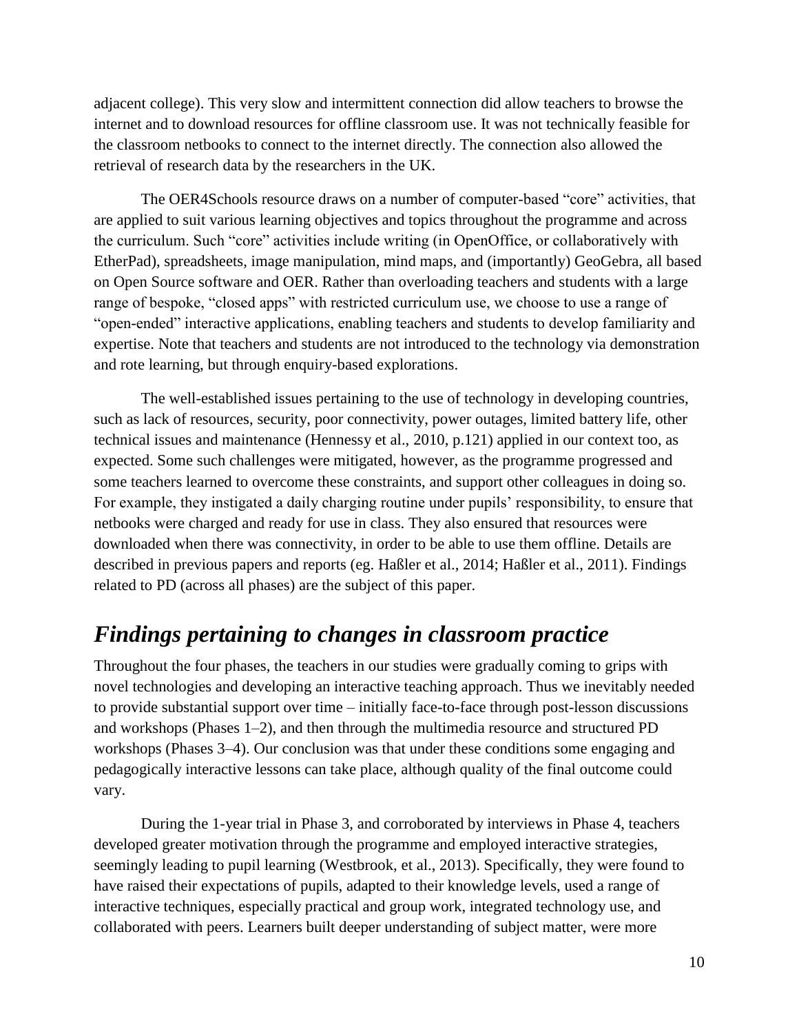adjacent college). This very slow and intermittent connection did allow teachers to browse the internet and to download resources for offline classroom use. It was not technically feasible for the classroom netbooks to connect to the internet directly. The connection also allowed the retrieval of research data by the researchers in the UK.

The OER4Schools resource draws on a number of computer-based "core" activities, that are applied to suit various learning objectives and topics throughout the programme and across the curriculum. Such "core" activities include writing (in OpenOffice, or collaboratively with EtherPad), spreadsheets, image manipulation, mind maps, and (importantly) GeoGebra, all based on Open Source software and OER. Rather than overloading teachers and students with a large range of bespoke, "closed apps" with restricted curriculum use, we choose to use a range of "open-ended" interactive applications, enabling teachers and students to develop familiarity and expertise. Note that teachers and students are not introduced to the technology via demonstration and rote learning, but through enquiry-based explorations.

The well-established issues pertaining to the use of technology in developing countries, such as lack of resources, security, poor connectivity, power outages, limited battery life, other technical issues and maintenance (Hennessy et al., 2010, p.121) applied in our context too, as expected. Some such challenges were mitigated, however, as the programme progressed and some teachers learned to overcome these constraints, and support other colleagues in doing so. For example, they instigated a daily charging routine under pupils' responsibility, to ensure that netbooks were charged and ready for use in class. They also ensured that resources were downloaded when there was connectivity, in order to be able to use them offline. Details are described in previous papers and reports (eg. Haßler et al., 2014; Haßler et al., 2011). Findings related to PD (across all phases) are the subject of this paper.

## *Findings pertaining to changes in classroom practice*

Throughout the four phases, the teachers in our studies were gradually coming to grips with novel technologies and developing an interactive teaching approach. Thus we inevitably needed to provide substantial support over time – initially face-to-face through post-lesson discussions and workshops (Phases 1–2), and then through the multimedia resource and structured PD workshops (Phases 3–4). Our conclusion was that under these conditions some engaging and pedagogically interactive lessons can take place, although quality of the final outcome could vary.

During the 1-year trial in Phase 3, and corroborated by interviews in Phase 4, teachers developed greater motivation through the programme and employed interactive strategies, seemingly leading to pupil learning (Westbrook, et al., 2013). Specifically, they were found to have raised their expectations of pupils, adapted to their knowledge levels, used a range of interactive techniques, especially practical and group work, integrated technology use, and collaborated with peers. Learners built deeper understanding of subject matter, were more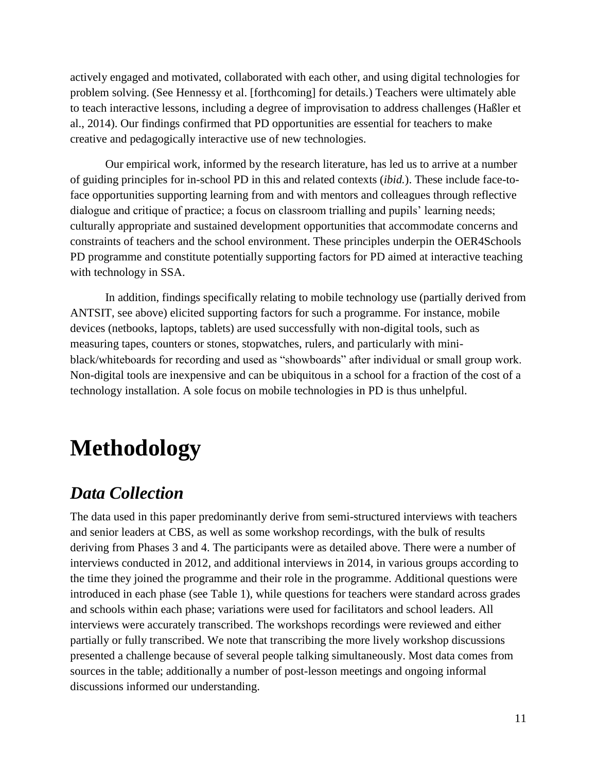actively engaged and motivated, collaborated with each other, and using digital technologies for problem solving. (See Hennessy et al. [forthcoming] for details.) Teachers were ultimately able to teach interactive lessons, including a degree of improvisation to address challenges (Haßler et al., 2014). Our findings confirmed that PD opportunities are essential for teachers to make creative and pedagogically interactive use of new technologies.

Our empirical work, informed by the research literature, has led us to arrive at a number of guiding principles for in-school PD in this and related contexts (*ibid.*). These include face-to-face opportunities supporting learning from and with mentors and colleagues through reflective dialogue and critique of practice; a focus on classroom trialling and pupils' learning needs; culturally appropriate and sustained development opportunities that accommodate concerns and constraints of teachers and the school environment. These principles underpin the OER4Schools PD programme and constitute potentially supporting factors for PD aimed at interactive teaching with technology in SSA.

In addition, findings specifically relating to mobile technology use (partially derived from ANTSIT, see above) elicited supporting factors for such a programme. For instance, mobile devices (netbooks, laptops, tablets) are used successfully with non-digital tools, such as measuring tapes, counters or stones, stopwatches, rulers, and particularly with mini-black/whiteboards for recording and used as "showboards" after individual or small group work. Non-digital tools are inexpensive and can be ubiquitous in a school for a fraction of the cost of a technology installation. A sole focus on mobile technologies in PD is thus unhelpful.

# Methodology

## *Data Collection*

The data used in this paper predominantly derive from semi-structured interviews with teachers and senior leaders at CBS, as well as some workshop recordings, with the bulk of results deriving from Phases 3 and 4. The participants were as detailed above. There were a number of interviews conducted in 2012, and additional interviews in 2014, in various groups according to the time they joined the programme and their role in the programme. Additional questions were introduced in each phase (see Table 1), while questions for teachers were standard across grades and schools within each phase; variations were used for facilitators and school leaders. All interviews were accurately transcribed. The workshops recordings were reviewed and either partially or fully transcribed. We note that transcribing the more lively workshop discussions presented a challenge because of several people talking simultaneously. Most data comes from sources in the table; additionally a number of post-lesson meetings and ongoing informal discussions informed our understanding.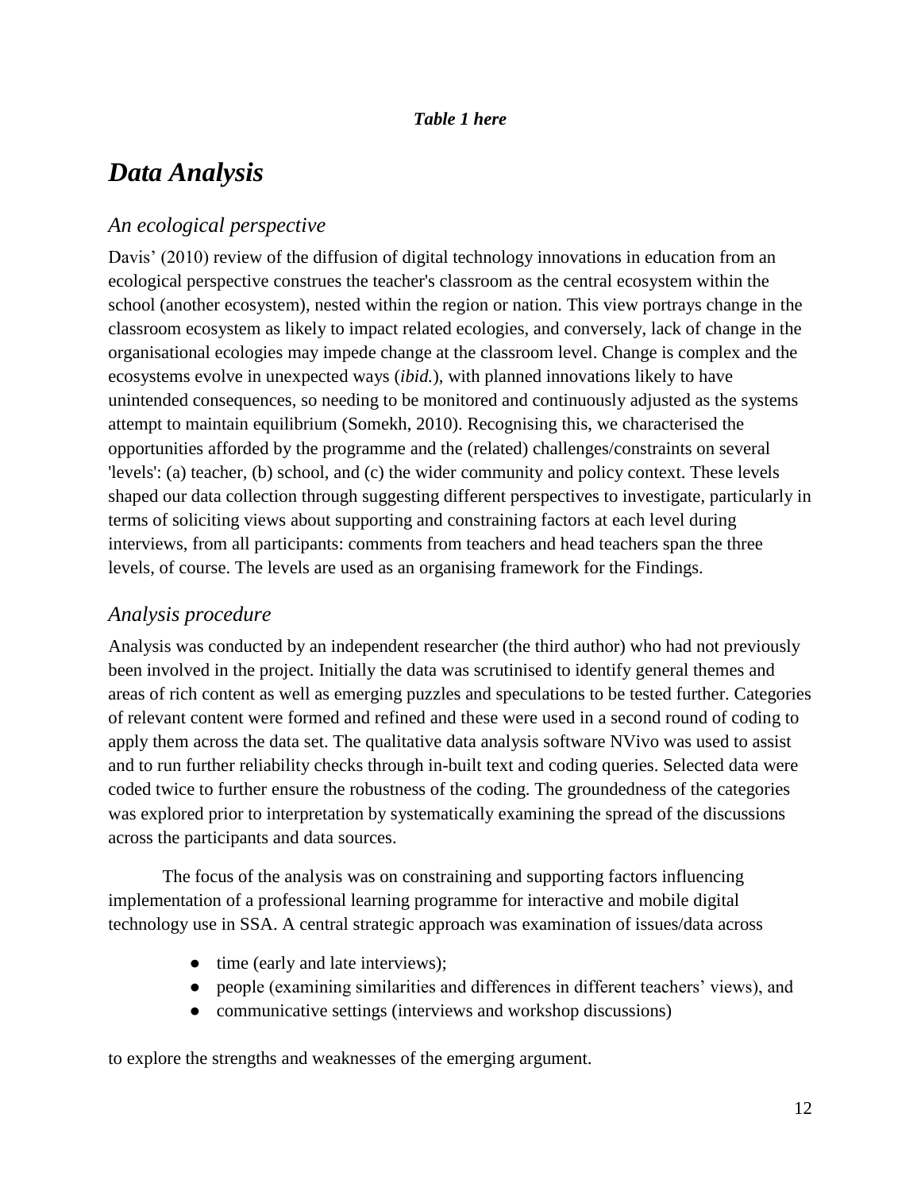*Table 1 here*

# *Data Analysis*

## *An ecological perspective*

Davis' (2010) review of the diffusion of digital technology innovations in education from an ecological perspective construes the teacher's classroom as the central ecosystem within the school (another ecosystem), nested within the region or nation. This view portrays change in the classroom ecosystem as likely to impact related ecologies, and conversely, lack of change in the organisational ecologies may impede change at the classroom level. Change is complex and the ecosystems evolve in unexpected ways (*ibid.*), with planned innovations likely to have unintended consequences, so needing to be monitored and continuously adjusted as the systems attempt to maintain equilibrium (Somekh, 2010). Recognising this, we characterised the opportunities afforded by the programme and the (related) challenges/constraints on several 'levels': (a) teacher, (b) school, and (c) the wider community and policy context. These levels shaped our data collection through suggesting different perspectives to investigate, particularly in terms of soliciting views about supporting and constraining factors at each level during interviews, from all participants: comments from teachers and head teachers span the three levels, of course. The levels are used as an organising framework for the Findings.

## *Analysis procedure*

Analysis was conducted by an independent researcher (the third author) who had not previously been involved in the project. Initially the data was scrutinised to identify general themes and areas of rich content as well as emerging puzzles and speculations to be tested further. Categories of relevant content were formed and refined and these were used in a second round of coding to apply them across the data set. The qualitative data analysis software NVivo was used to assist and to run further reliability checks through in-built text and coding queries. Selected data were coded twice to further ensure the robustness of the coding. The groundedness of the categories was explored prior to interpretation by systematically examining the spread of the discussions across the participants and data sources.

The focus of the analysis was on constraining and supporting factors influencing implementation of a professional learning programme for interactive and mobile digital technology use in SSA. A central strategic approach was examination of issues/data across

- time (early and late interviews);
- people (examining similarities and differences in different teachers' views), and
- communicative settings (interviews and workshop discussions)

to explore the strengths and weaknesses of the emerging argument.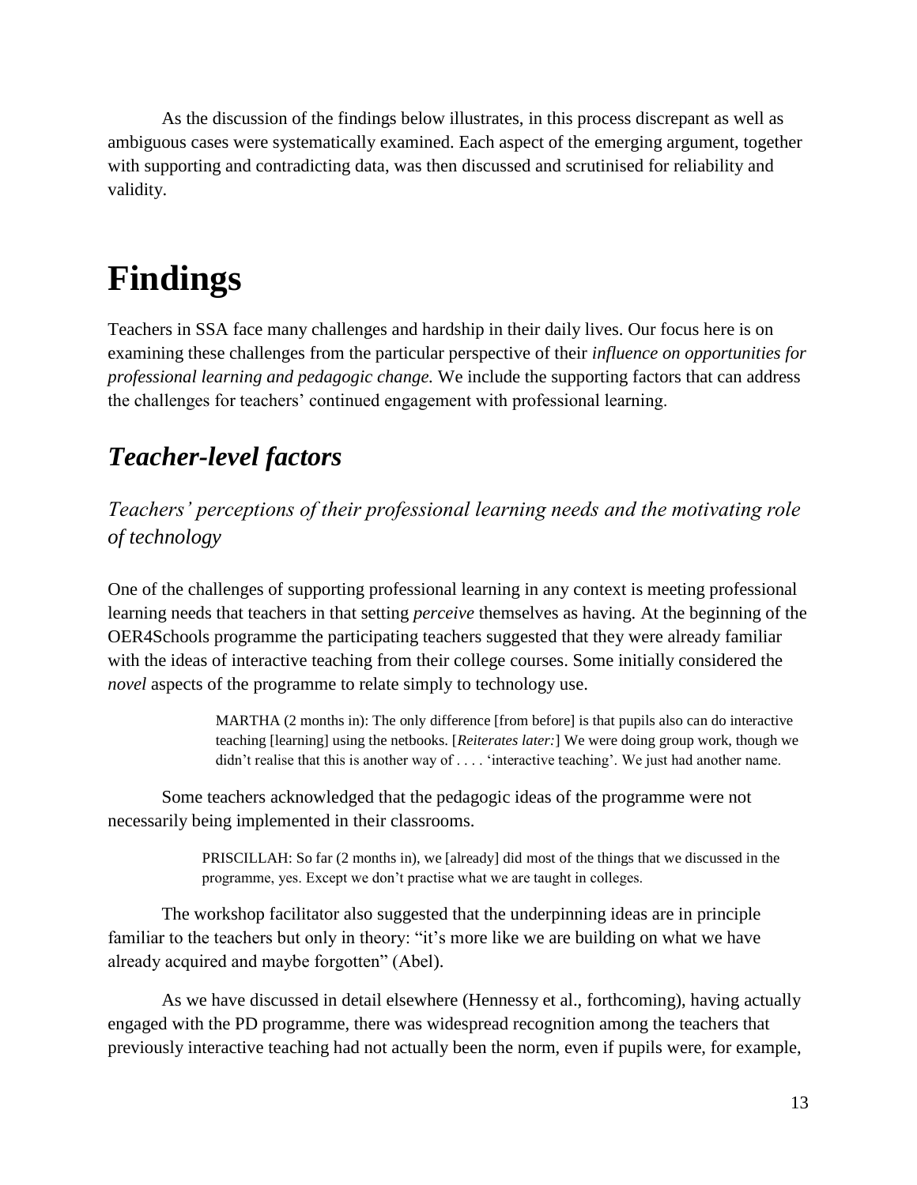As the discussion of the findings below illustrates, in this process discrepant as well as ambiguous cases were systematically examined. Each aspect of the emerging argument, together with supporting and contradicting data, was then discussed and scrutinised for reliability and validity.

# Findings

Teachers in SSA face many challenges and hardship in their daily lives. Our focus here is on examining these challenges from the particular perspective of their *influence on opportunities for professional learning and pedagogic change.* We include the supporting factors that can address the challenges for teachers' continued engagement with professional learning.

## *Teacher-level factors*

### *Teachers' perceptions of their professional learning needs and the motivating role of technology*

One of the challenges of supporting professional learning in any context is meeting professional learning needs that teachers in that setting *perceive* themselves as having. At the beginning of the OER4Schools programme the participating teachers suggested that they were already familiar with the ideas of interactive teaching from their college courses. Some initially considered the *novel* aspects of the programme to relate simply to technology use.

> MARTHA (2 months in): The only difference [from before] is that pupils also can do interactive teaching [learning] using the netbooks. [*Reiterates later:*] We were doing group work, though we didn't realise that this is another way of . . . . 'interactive teaching'. We just had another name.

Some teachers acknowledged that the pedagogic ideas of the programme were not necessarily being implemented in their classrooms.

> PRISCILLAH: So far (2 months in), we [already] did most of the things that we discussed in the programme, yes. Except we don't practise what we are taught in colleges.

The workshop facilitator also suggested that the underpinning ideas are in principle familiar to the teachers but only in theory: "it's more like we are building on what we have already acquired and maybe forgotten" (Abel).

As we have discussed in detail elsewhere (Hennessy et al., forthcoming), having actually engaged with the PD programme, there was widespread recognition among the teachers that previously interactive teaching had not actually been the norm, even if pupils were, for example,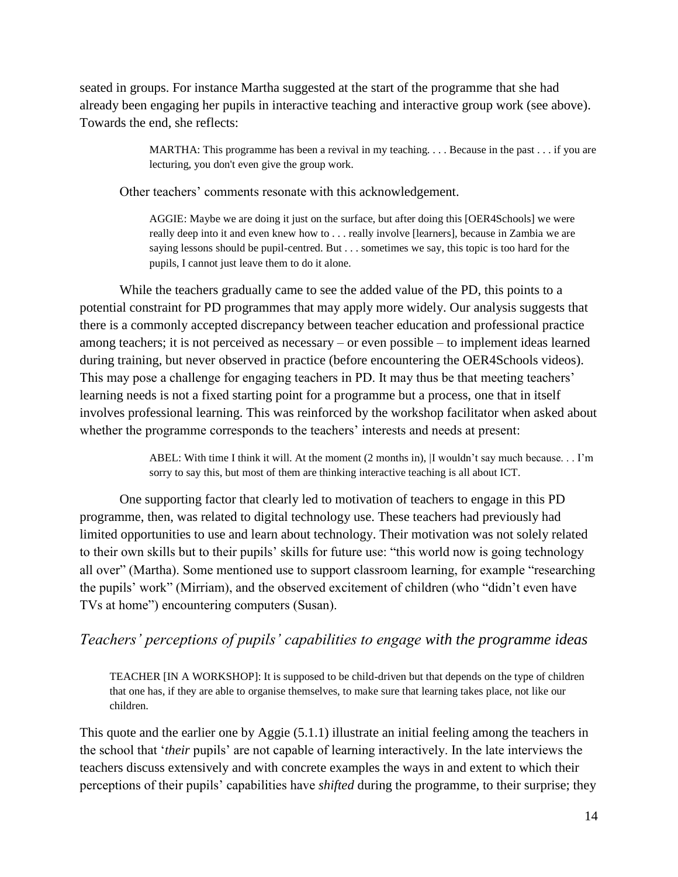seated in groups. For instance Martha suggested at the start of the programme that she had already been engaging her pupils in interactive teaching and interactive group work (see above). Towards the end, she reflects:

> MARTHA: This programme has been a revival in my teaching. . . . Because in the past . . . if you are lecturing, you don't even give the group work.

Other teachers' comments resonate with this acknowledgement.

> AGGIE: Maybe we are doing it just on the surface, but after doing this [OER4Schools] we were really deep into it and even knew how to . . . really involve [learners], because in Zambia we are saying lessons should be pupil-centred. But . . . sometimes we say, this topic is too hard for the pupils, I cannot just leave them to do it alone.

While the teachers gradually came to see the added value of the PD, this points to a potential constraint for PD programmes that may apply more widely. Our analysis suggests that there is a commonly accepted discrepancy between teacher education and professional practice among teachers; it is not perceived as necessary – or even possible – to implement ideas learned during training, but never observed in practice (before encountering the OER4Schools videos). This may pose a challenge for engaging teachers in PD. It may thus be that meeting teachers' learning needs is not a fixed starting point for a programme but a process, one that in itself involves professional learning. This was reinforced by the workshop facilitator when asked about whether the programme corresponds to the teachers' interests and needs at present:

> ABEL: With time I think it will. At the moment (2 months in), |I wouldn't say much because. . . I'm sorry to say this, but most of them are thinking interactive teaching is all about ICT.

One supporting factor that clearly led to motivation of teachers to engage in this PD programme, then, was related to digital technology use. These teachers had previously had limited opportunities to use and learn about technology. Their motivation was not solely related to their own skills but to their pupils' skills for future use: "this world now is going technology all over" (Martha). Some mentioned use to support classroom learning, for example "researching the pupils' work" (Mirriam), and the observed excitement of children (who "didn't even have TVs at home") encountering computers (Susan).

### *Teachers' perceptions of pupils' capabilities to engage with the programme ideas*

> TEACHER [IN A WORKSHOP]: It is supposed to be child-driven but that depends on the type of children that one has, if they are able to organise themselves, to make sure that learning takes place, not like our children.

This quote and the earlier one by Aggie (5.1.1) illustrate an initial feeling among the teachers in the school that '*their* pupils' are not capable of learning interactively. In the late interviews the teachers discuss extensively and with concrete examples the ways in and extent to which their perceptions of their pupils' capabilities have *shifted* during the programme, to their surprise; they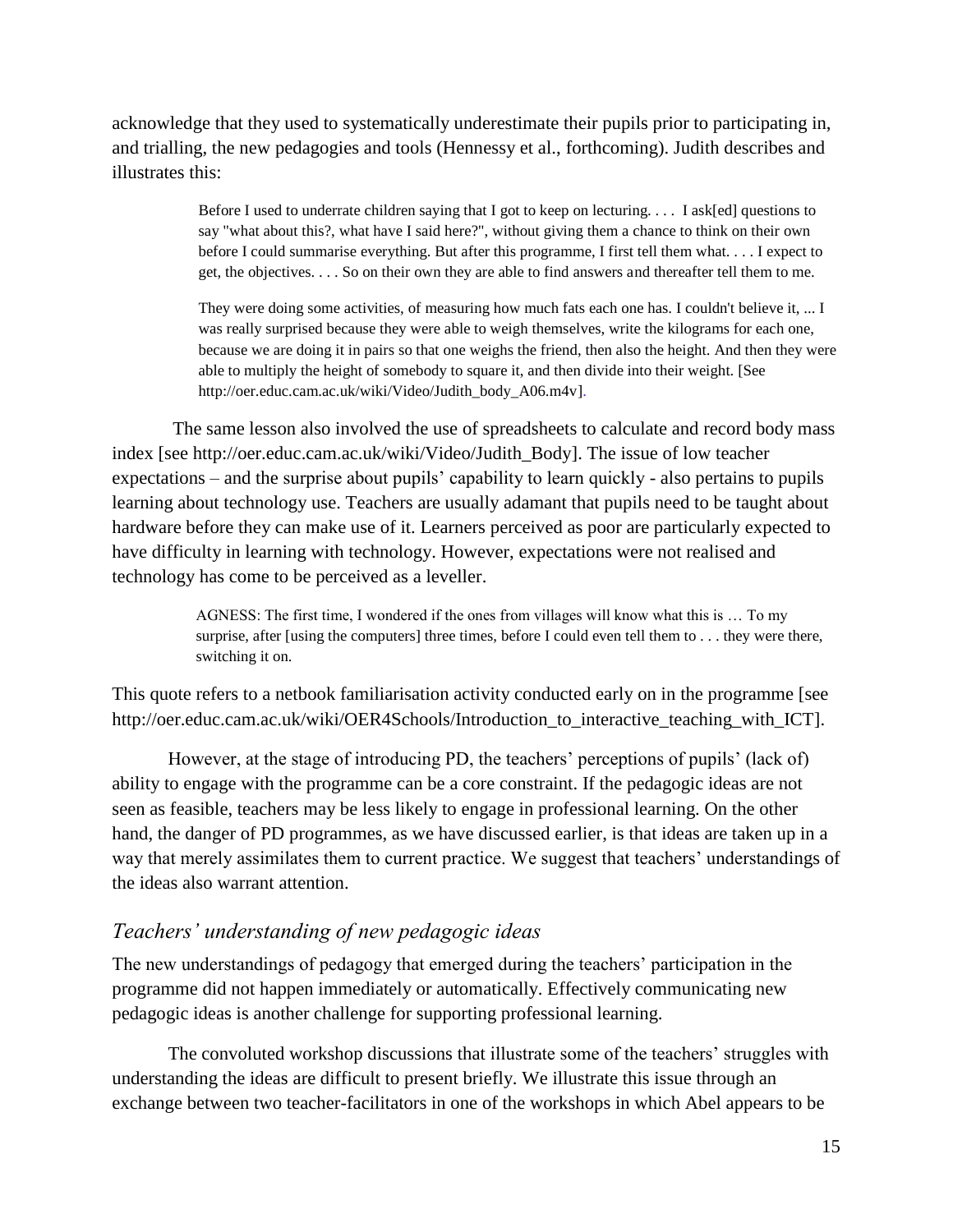acknowledge that they used to systematically underestimate their pupils prior to participating in, and trialling, the new pedagogies and tools (Hennessy et al., forthcoming). Judith describes and illustrates this:

> Before I used to underrate children saying that I got to keep on lecturing. . . . I ask[ed] questions to say "what about this?, what have I said here?", without giving them a chance to think on their own before I could summarise everything. But after this programme, I first tell them what. . . . I expect to get, the objectives. . . . So on their own they are able to find answers and thereafter tell them to me.
>
> They were doing some activities, of measuring how much fats each one has. I couldn't believe it, ... I was really surprised because they were able to weigh themselves, write the kilograms for each one, because we are doing it in pairs so that one weighs the friend, then also the height. And then they were able to multiply the height of somebody to square it, and then divide into their weight. [See http://oer.educ.cam.ac.uk/wiki/Video/Judith_body_A06.m4v].

The same lesson also involved the use of spreadsheets to calculate and record body mass index [see http://oer.educ.cam.ac.uk/wiki/Video/Judith_Body]. The issue of low teacher expectations – and the surprise about pupils' capability to learn quickly - also pertains to pupils learning about technology use. Teachers are usually adamant that pupils need to be taught about hardware before they can make use of it. Learners perceived as poor are particularly expected to have difficulty in learning with technology. However, expectations were not realised and technology has come to be perceived as a leveller.

> AGNESS: The first time, I wondered if the ones from villages will know what this is … To my surprise, after [using the computers] three times, before I could even tell them to . . . they were there, switching it on.

This quote refers to a netbook familiarisation activity conducted early on in the programme [see http://oer.educ.cam.ac.uk/wiki/OER4Schools/Introduction_to_interactive_teaching_with_ICT].

However, at the stage of introducing PD, the teachers' perceptions of pupils' (lack of) ability to engage with the programme can be a core constraint. If the pedagogic ideas are not seen as feasible, teachers may be less likely to engage in professional learning. On the other hand, the danger of PD programmes, as we have discussed earlier, is that ideas are taken up in a way that merely assimilates them to current practice. We suggest that teachers' understandings of the ideas also warrant attention.

### *Teachers' understanding of new pedagogic ideas*

The new understandings of pedagogy that emerged during the teachers' participation in the programme did not happen immediately or automatically. Effectively communicating new pedagogic ideas is another challenge for supporting professional learning.

The convoluted workshop discussions that illustrate some of the teachers' struggles with understanding the ideas are difficult to present briefly. We illustrate this issue through an exchange between two teacher-facilitators in one of the workshops in which Abel appears to be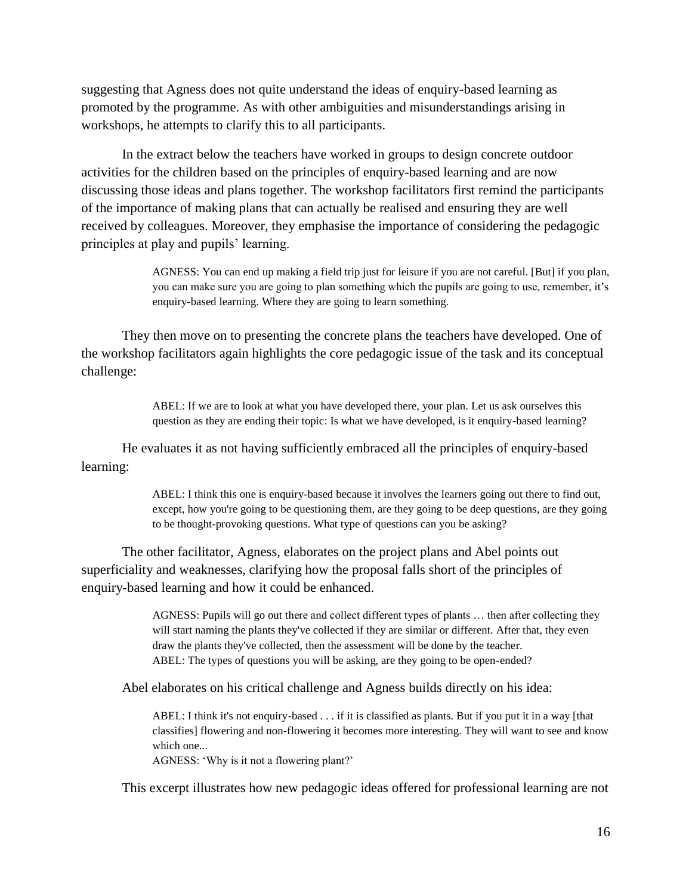suggesting that Agness does not quite understand the ideas of enquiry-based learning as promoted by the programme. As with other ambiguities and misunderstandings arising in workshops, he attempts to clarify this to all participants.

In the extract below the teachers have worked in groups to design concrete outdoor activities for the children based on the principles of enquiry-based learning and are now discussing those ideas and plans together. The workshop facilitators first remind the participants of the importance of making plans that can actually be realised and ensuring they are well received by colleagues. Moreover, they emphasise the importance of considering the pedagogic principles at play and pupils' learning.

> AGNESS: You can end up making a field trip just for leisure if you are not careful. [But] if you plan, you can make sure you are going to plan something which the pupils are going to use, remember, it's enquiry-based learning. Where they are going to learn something.

They then move on to presenting the concrete plans the teachers have developed. One of the workshop facilitators again highlights the core pedagogic issue of the task and its conceptual challenge:

> ABEL: If we are to look at what you have developed there, your plan. Let us ask ourselves this question as they are ending their topic: Is what we have developed, is it enquiry-based learning?

He evaluates it as not having sufficiently embraced all the principles of enquiry-based learning:

> ABEL: I think this one is enquiry-based because it involves the learners going out there to find out, except, how you're going to be questioning them, are they going to be deep questions, are they going to be thought-provoking questions. What type of questions can you be asking?

The other facilitator, Agness, elaborates on the project plans and Abel points out superficiality and weaknesses, clarifying how the proposal falls short of the principles of enquiry-based learning and how it could be enhanced.

> AGNESS: Pupils will go out there and collect different types of plants … then after collecting they will start naming the plants they've collected if they are similar or different. After that, they even draw the plants they've collected, then the assessment will be done by the teacher.
> ABEL: The types of questions you will be asking, are they going to be open-ended?

Abel elaborates on his critical challenge and Agness builds directly on his idea:

> ABEL: I think it's not enquiry-based . . . if it is classified as plants. But if you put it in a way [that classifies] flowering and non-flowering it becomes more interesting. They will want to see and know which one...
> AGNESS: 'Why is it not a flowering plant?'

This excerpt illustrates how new pedagogic ideas offered for professional learning are not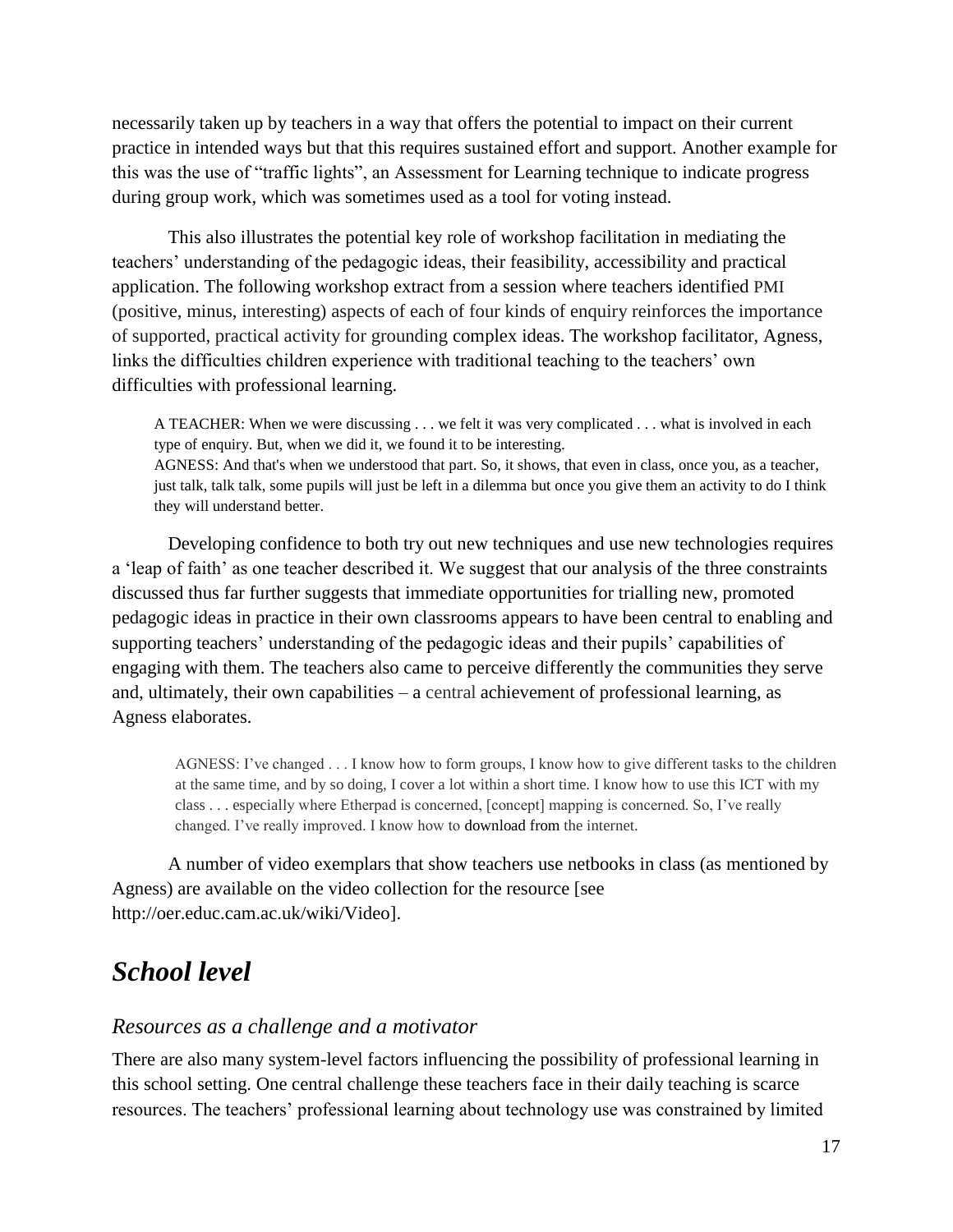necessarily taken up by teachers in a way that offers the potential to impact on their current practice in intended ways but that this requires sustained effort and support. Another example for this was the use of "traffic lights", an Assessment for Learning technique to indicate progress during group work, which was sometimes used as a tool for voting instead.

This also illustrates the potential key role of workshop facilitation in mediating the teachers' understanding of the pedagogic ideas, their feasibility, accessibility and practical application. The following workshop extract from a session where teachers identified PMI (positive, minus, interesting) aspects of each of four kinds of enquiry reinforces the importance of supported, practical activity for grounding complex ideas. The workshop facilitator, Agness, links the difficulties children experience with traditional teaching to the teachers' own difficulties with professional learning.

> A TEACHER: When we were discussing . . . we felt it was very complicated . . . what is involved in each type of enquiry. But, when we did it, we found it to be interesting.
> AGNESS: And that's when we understood that part. So, it shows, that even in class, once you, as a teacher, just talk, talk talk, some pupils will just be left in a dilemma but once you give them an activity to do I think they will understand better.

Developing confidence to both try out new techniques and use new technologies requires a 'leap of faith' as one teacher described it. We suggest that our analysis of the three constraints discussed thus far further suggests that immediate opportunities for trialling new, promoted pedagogic ideas in practice in their own classrooms appears to have been central to enabling and supporting teachers' understanding of the pedagogic ideas and their pupils' capabilities of engaging with them. The teachers also came to perceive differently the communities they serve and, ultimately, their own capabilities – a central achievement of professional learning, as Agness elaborates.

> AGNESS: I've changed . . . I know how to form groups, I know how to give different tasks to the children at the same time, and by so doing, I cover a lot within a short time. I know how to use this ICT with my class . . . especially where Etherpad is concerned, [concept] mapping is concerned. So, I've really changed. I've really improved. I know how to download from the internet.

A number of video exemplars that show teachers use netbooks in class (as mentioned by Agness) are available on the video collection for the resource [see http://oer.educ.cam.ac.uk/wiki/Video].

## *School level*

### *Resources as a challenge and a motivator*

There are also many system-level factors influencing the possibility of professional learning in this school setting. One central challenge these teachers face in their daily teaching is scarce resources. The teachers' professional learning about technology use was constrained by limited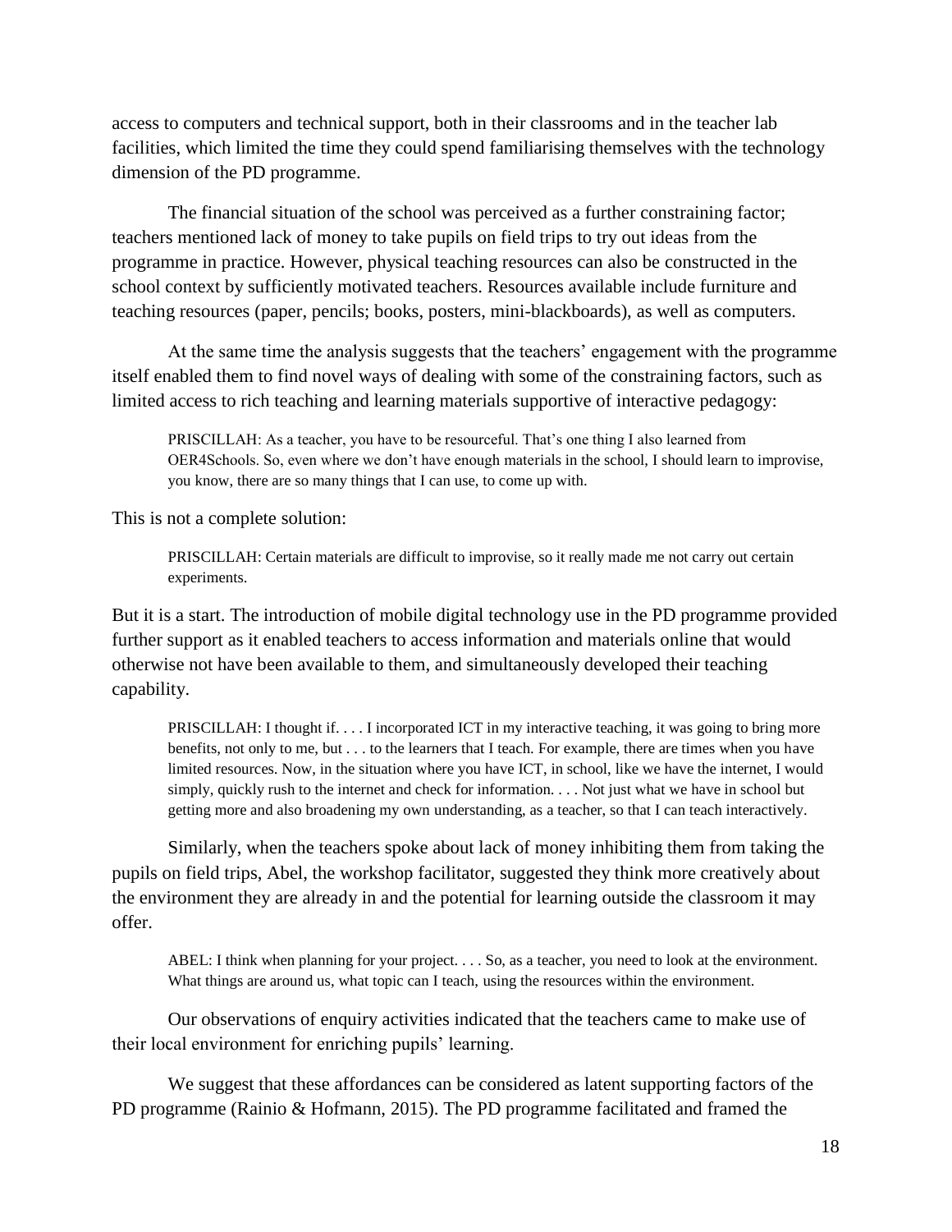access to computers and technical support, both in their classrooms and in the teacher lab facilities, which limited the time they could spend familiarising themselves with the technology dimension of the PD programme.

The financial situation of the school was perceived as a further constraining factor; teachers mentioned lack of money to take pupils on field trips to try out ideas from the programme in practice. However, physical teaching resources can also be constructed in the school context by sufficiently motivated teachers. Resources available include furniture and teaching resources (paper, pencils; books, posters, mini-blackboards), as well as computers.

At the same time the analysis suggests that the teachers' engagement with the programme itself enabled them to find novel ways of dealing with some of the constraining factors, such as limited access to rich teaching and learning materials supportive of interactive pedagogy:

> PRISCILLAH: As a teacher, you have to be resourceful. That's one thing I also learned from OER4Schools. So, even where we don't have enough materials in the school, I should learn to improvise, you know, there are so many things that I can use, to come up with.

This is not a complete solution:

> PRISCILLAH: Certain materials are difficult to improvise, so it really made me not carry out certain experiments.

But it is a start. The introduction of mobile digital technology use in the PD programme provided further support as it enabled teachers to access information and materials online that would otherwise not have been available to them, and simultaneously developed their teaching capability.

> PRISCILLAH: I thought if. . . . I incorporated ICT in my interactive teaching, it was going to bring more benefits, not only to me, but . . . to the learners that I teach. For example, there are times when you have limited resources. Now, in the situation where you have ICT, in school, like we have the internet, I would simply, quickly rush to the internet and check for information. . . . Not just what we have in school but getting more and also broadening my own understanding, as a teacher, so that I can teach interactively.

Similarly, when the teachers spoke about lack of money inhibiting them from taking the pupils on field trips, Abel, the workshop facilitator, suggested they think more creatively about the environment they are already in and the potential for learning outside the classroom it may offer.

> ABEL: I think when planning for your project. . . . So, as a teacher, you need to look at the environment. What things are around us, what topic can I teach, using the resources within the environment.

Our observations of enquiry activities indicated that the teachers came to make use of their local environment for enriching pupils' learning.

We suggest that these affordances can be considered as latent supporting factors of the PD programme (Rainio & Hofmann, 2015). The PD programme facilitated and framed the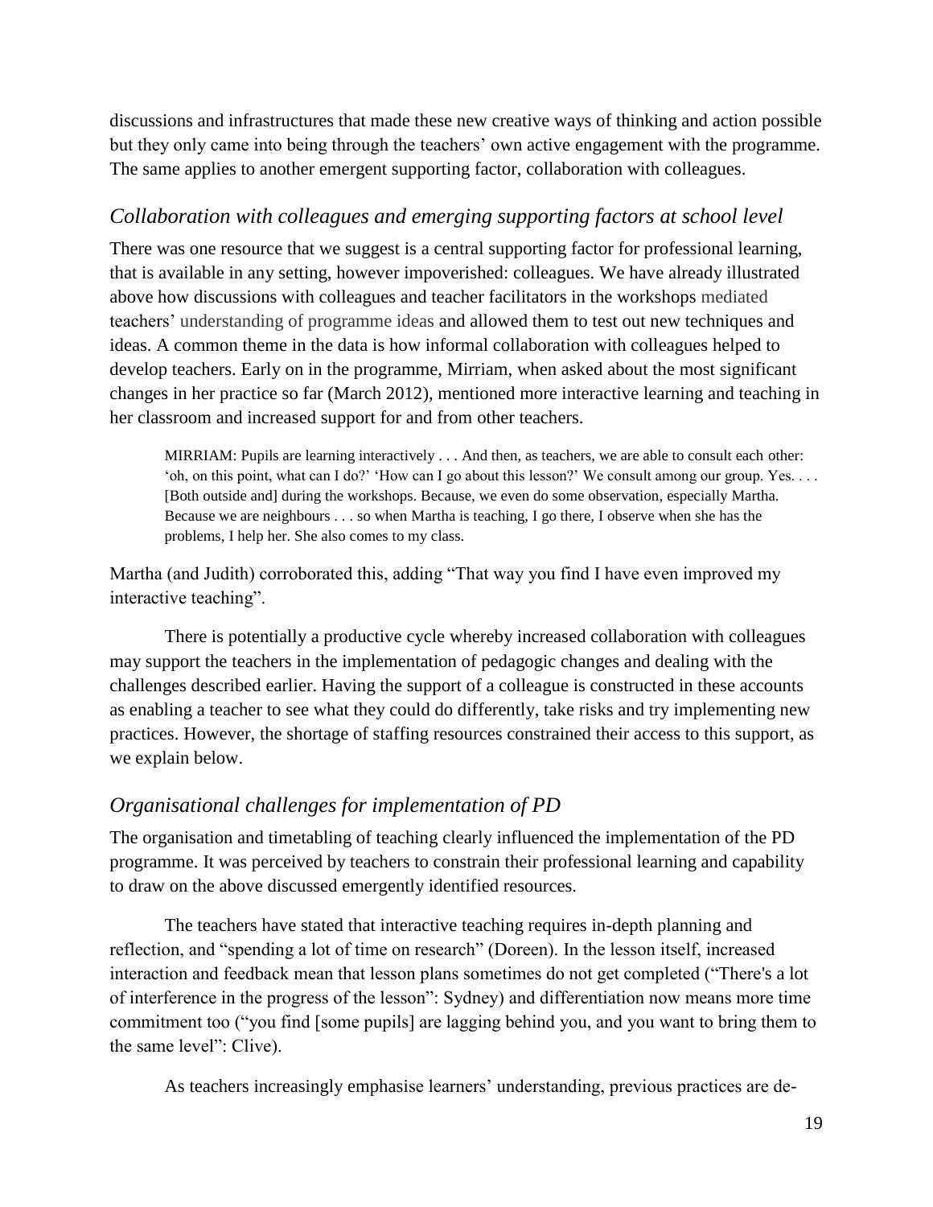discussions and infrastructures that made these new creative ways of thinking and action possible but they only came into being through the teachers' own active engagement with the programme. The same applies to another emergent supporting factor, collaboration with colleagues.

### *Collaboration with colleagues and emerging supporting factors at school level*

There was one resource that we suggest is a central supporting factor for professional learning, that is available in any setting, however impoverished: colleagues. We have already illustrated above how discussions with colleagues and teacher facilitators in the workshops mediated teachers' understanding of programme ideas and allowed them to test out new techniques and ideas. A common theme in the data is how informal collaboration with colleagues helped to develop teachers. Early on in the programme, Mirriam, when asked about the most significant changes in her practice so far (March 2012), mentioned more interactive learning and teaching in her classroom and increased support for and from other teachers.

> MIRRIAM: Pupils are learning interactively . . . And then, as teachers, we are able to consult each other: 'oh, on this point, what can I do?' 'How can I go about this lesson?' We consult among our group. Yes. . . . [Both outside and] during the workshops. Because, we even do some observation, especially Martha. Because we are neighbours . . . so when Martha is teaching, I go there, I observe when she has the problems, I help her. She also comes to my class.

Martha (and Judith) corroborated this, adding "That way you find I have even improved my interactive teaching".

There is potentially a productive cycle whereby increased collaboration with colleagues may support the teachers in the implementation of pedagogic changes and dealing with the challenges described earlier. Having the support of a colleague is constructed in these accounts as enabling a teacher to see what they could do differently, take risks and try implementing new practices. However, the shortage of staffing resources constrained their access to this support, as we explain below.

### *Organisational challenges for implementation of PD*

The organisation and timetabling of teaching clearly influenced the implementation of the PD programme. It was perceived by teachers to constrain their professional learning and capability to draw on the above discussed emergently identified resources.

The teachers have stated that interactive teaching requires in-depth planning and reflection, and "spending a lot of time on research" (Doreen). In the lesson itself, increased interaction and feedback mean that lesson plans sometimes do not get completed ("There's a lot of interference in the progress of the lesson": Sydney) and differentiation now means more time commitment too ("you find [some pupils] are lagging behind you, and you want to bring them to the same level": Clive).

As teachers increasingly emphasise learners' understanding, previous practices are de-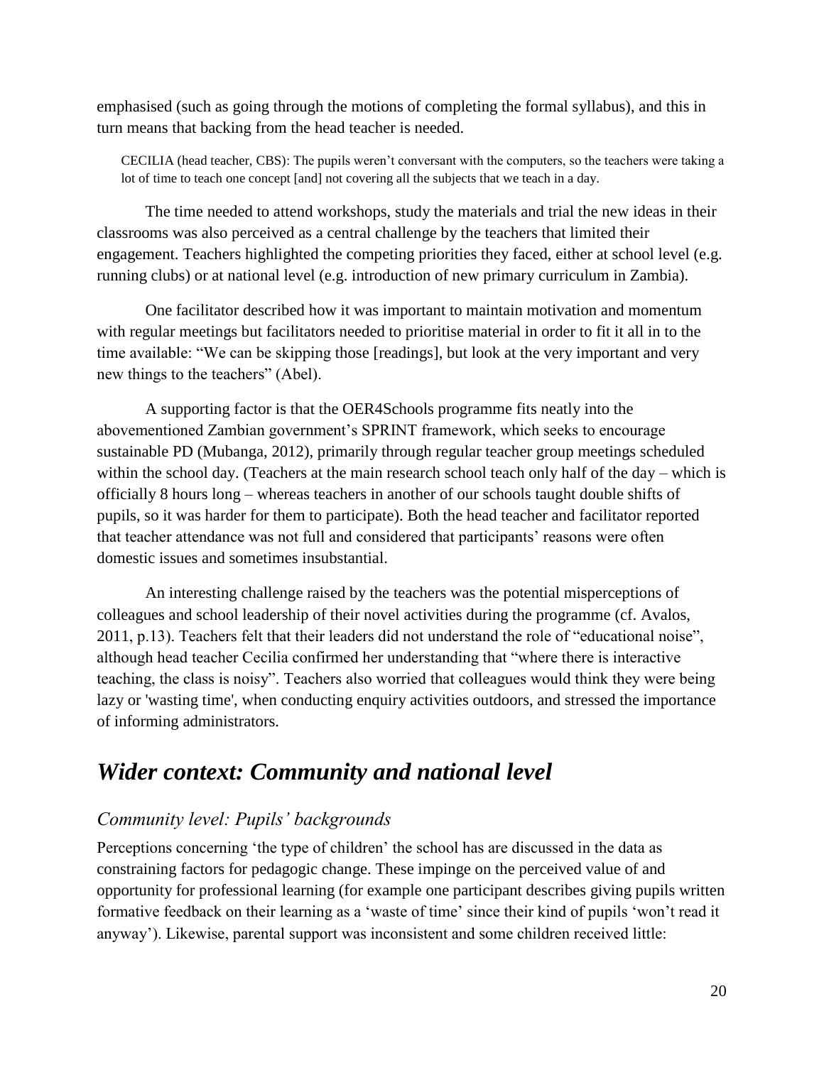emphasised (such as going through the motions of completing the formal syllabus), and this in turn means that backing from the head teacher is needed.

> CECILIA (head teacher, CBS): The pupils weren't conversant with the computers, so the teachers were taking a lot of time to teach one concept [and] not covering all the subjects that we teach in a day.

The time needed to attend workshops, study the materials and trial the new ideas in their classrooms was also perceived as a central challenge by the teachers that limited their engagement. Teachers highlighted the competing priorities they faced, either at school level (e.g. running clubs) or at national level (e.g. introduction of new primary curriculum in Zambia).

One facilitator described how it was important to maintain motivation and momentum with regular meetings but facilitators needed to prioritise material in order to fit it all in to the time available: "We can be skipping those [readings], but look at the very important and very new things to the teachers" (Abel).

A supporting factor is that the OER4Schools programme fits neatly into the abovementioned Zambian government's SPRINT framework, which seeks to encourage sustainable PD (Mubanga, 2012), primarily through regular teacher group meetings scheduled within the school day. (Teachers at the main research school teach only half of the day – which is officially 8 hours long – whereas teachers in another of our schools taught double shifts of pupils, so it was harder for them to participate). Both the head teacher and facilitator reported that teacher attendance was not full and considered that participants' reasons were often domestic issues and sometimes insubstantial.

An interesting challenge raised by the teachers was the potential misperceptions of colleagues and school leadership of their novel activities during the programme (cf. Avalos, 2011, p.13). Teachers felt that their leaders did not understand the role of "educational noise", although head teacher Cecilia confirmed her understanding that "where there is interactive teaching, the class is noisy". Teachers also worried that colleagues would think they were being lazy or 'wasting time', when conducting enquiry activities outdoors, and stressed the importance of informing administrators.

## *Wider context: Community and national level*

### *Community level: Pupils' backgrounds*

Perceptions concerning 'the type of children' the school has are discussed in the data as constraining factors for pedagogic change. These impinge on the perceived value of and opportunity for professional learning (for example one participant describes giving pupils written formative feedback on their learning as a 'waste of time' since their kind of pupils 'won't read it anyway'). Likewise, parental support was inconsistent and some children received little: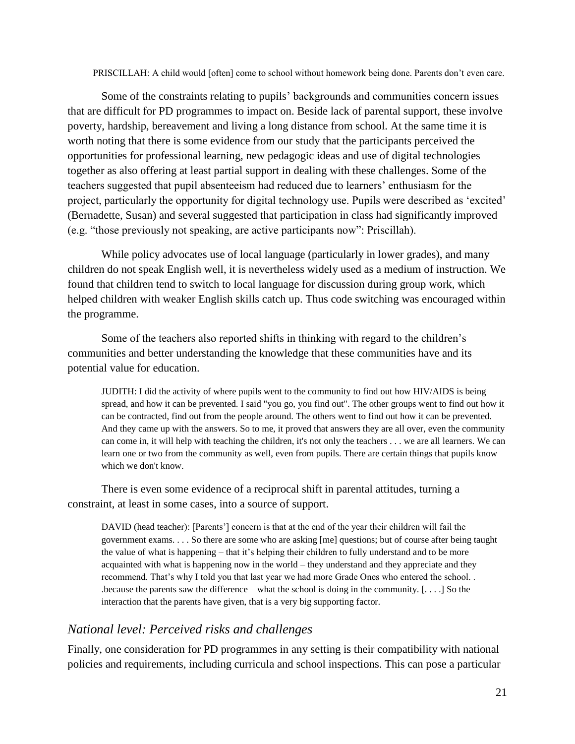> PRISCILLAH: A child would [often] come to school without homework being done. Parents don't even care.

Some of the constraints relating to pupils' backgrounds and communities concern issues that are difficult for PD programmes to impact on. Beside lack of parental support, these involve poverty, hardship, bereavement and living a long distance from school. At the same time it is worth noting that there is some evidence from our study that the participants perceived the opportunities for professional learning, new pedagogic ideas and use of digital technologies together as also offering at least partial support in dealing with these challenges. Some of the teachers suggested that pupil absenteeism had reduced due to learners' enthusiasm for the project, particularly the opportunity for digital technology use. Pupils were described as 'excited' (Bernadette, Susan) and several suggested that participation in class had significantly improved (e.g. "those previously not speaking, are active participants now": Priscillah).

While policy advocates use of local language (particularly in lower grades), and many children do not speak English well, it is nevertheless widely used as a medium of instruction. We found that children tend to switch to local language for discussion during group work, which helped children with weaker English skills catch up. Thus code switching was encouraged within the programme.

Some of the teachers also reported shifts in thinking with regard to the children's communities and better understanding the knowledge that these communities have and its potential value for education.

> JUDITH: I did the activity of where pupils went to the community to find out how HIV/AIDS is being spread, and how it can be prevented. I said "you go, you find out". The other groups went to find out how it can be contracted, find out from the people around. The others went to find out how it can be prevented. And they came up with the answers. So to me, it proved that answers they are all over, even the community can come in, it will help with teaching the children, it's not only the teachers . . . we are all learners. We can learn one or two from the community as well, even from pupils. There are certain things that pupils know which we don't know.

There is even some evidence of a reciprocal shift in parental attitudes, turning a constraint, at least in some cases, into a source of support.

> DAVID (head teacher): [Parents'] concern is that at the end of the year their children will fail the government exams. . . . So there are some who are asking [me] questions; but of course after being taught the value of what is happening – that it's helping their children to fully understand and to be more acquainted with what is happening now in the world – they understand and they appreciate and they recommend. That's why I told you that last year we had more Grade Ones who entered the school. . .because the parents saw the difference – what the school is doing in the community. [. . . .] So the interaction that the parents have given, that is a very big supporting factor.

## *National level: Perceived risks and challenges*

Finally, one consideration for PD programmes in any setting is their compatibility with national policies and requirements, including curricula and school inspections. This can pose a particular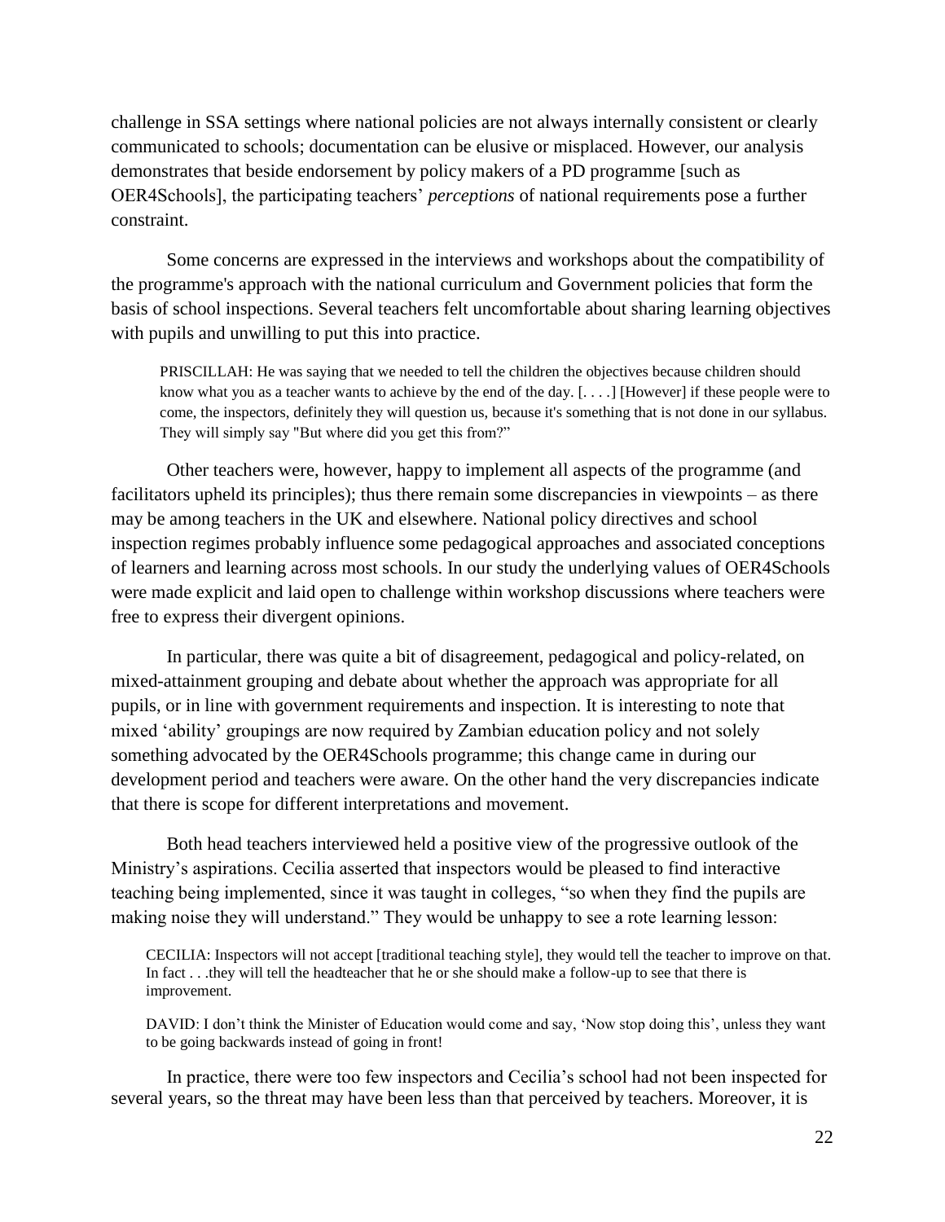challenge in SSA settings where national policies are not always internally consistent or clearly communicated to schools; documentation can be elusive or misplaced. However, our analysis demonstrates that beside endorsement by policy makers of a PD programme [such as OER4Schools], the participating teachers' *perceptions* of national requirements pose a further constraint.

Some concerns are expressed in the interviews and workshops about the compatibility of the programme's approach with the national curriculum and Government policies that form the basis of school inspections. Several teachers felt uncomfortable about sharing learning objectives with pupils and unwilling to put this into practice.

> PRISCILLAH: He was saying that we needed to tell the children the objectives because children should know what you as a teacher wants to achieve by the end of the day. [. . . .] [However] if these people were to come, the inspectors, definitely they will question us, because it's something that is not done in our syllabus. They will simply say "But where did you get this from?"

Other teachers were, however, happy to implement all aspects of the programme (and facilitators upheld its principles); thus there remain some discrepancies in viewpoints – as there may be among teachers in the UK and elsewhere. National policy directives and school inspection regimes probably influence some pedagogical approaches and associated conceptions of learners and learning across most schools. In our study the underlying values of OER4Schools were made explicit and laid open to challenge within workshop discussions where teachers were free to express their divergent opinions.

In particular, there was quite a bit of disagreement, pedagogical and policy-related, on mixed-attainment grouping and debate about whether the approach was appropriate for all pupils, or in line with government requirements and inspection. It is interesting to note that mixed 'ability' groupings are now required by Zambian education policy and not solely something advocated by the OER4Schools programme; this change came in during our development period and teachers were aware. On the other hand the very discrepancies indicate that there is scope for different interpretations and movement.

Both head teachers interviewed held a positive view of the progressive outlook of the Ministry's aspirations. Cecilia asserted that inspectors would be pleased to find interactive teaching being implemented, since it was taught in colleges, "so when they find the pupils are making noise they will understand." They would be unhappy to see a rote learning lesson:

> CECILIA: Inspectors will not accept [traditional teaching style], they would tell the teacher to improve on that. In fact . . .they will tell the headteacher that he or she should make a follow-up to see that there is improvement.

> DAVID: I don't think the Minister of Education would come and say, 'Now stop doing this', unless they want to be going backwards instead of going in front!

In practice, there were too few inspectors and Cecilia's school had not been inspected for several years, so the threat may have been less than that perceived by teachers. Moreover, it is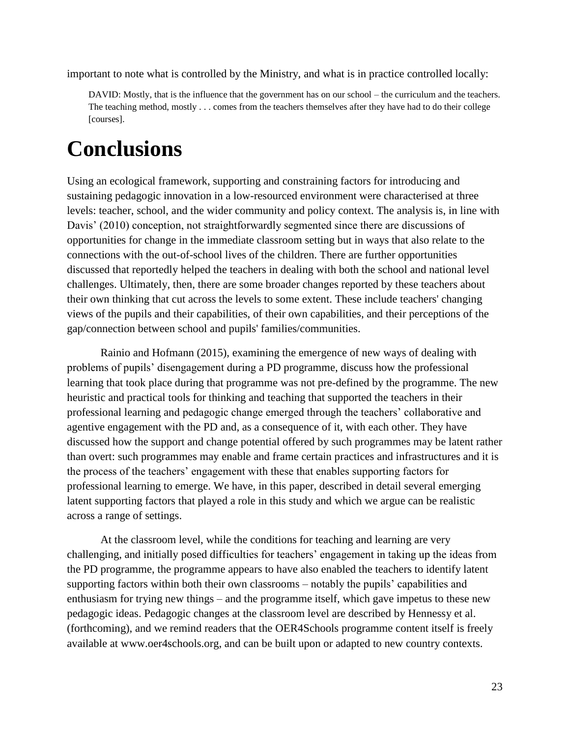important to note what is controlled by the Ministry, and what is in practice controlled locally:

> DAVID: Mostly, that is the influence that the government has on our school – the curriculum and the teachers. The teaching method, mostly . . . comes from the teachers themselves after they have had to do their college [courses].

# Conclusions

Using an ecological framework, supporting and constraining factors for introducing and sustaining pedagogic innovation in a low-resourced environment were characterised at three levels: teacher, school, and the wider community and policy context. The analysis is, in line with Davis' (2010) conception, not straightforwardly segmented since there are discussions of opportunities for change in the immediate classroom setting but in ways that also relate to the connections with the out-of-school lives of the children. There are further opportunities discussed that reportedly helped the teachers in dealing with both the school and national level challenges. Ultimately, then, there are some broader changes reported by these teachers about their own thinking that cut across the levels to some extent. These include teachers' changing views of the pupils and their capabilities, of their own capabilities, and their perceptions of the gap/connection between school and pupils' families/communities.

Rainio and Hofmann (2015), examining the emergence of new ways of dealing with problems of pupils' disengagement during a PD programme, discuss how the professional learning that took place during that programme was not pre-defined by the programme. The new heuristic and practical tools for thinking and teaching that supported the teachers in their professional learning and pedagogic change emerged through the teachers' collaborative and agentive engagement with the PD and, as a consequence of it, with each other. They have discussed how the support and change potential offered by such programmes may be latent rather than overt: such programmes may enable and frame certain practices and infrastructures and it is the process of the teachers' engagement with these that enables supporting factors for professional learning to emerge. We have, in this paper, described in detail several emerging latent supporting factors that played a role in this study and which we argue can be realistic across a range of settings.

At the classroom level, while the conditions for teaching and learning are very challenging, and initially posed difficulties for teachers' engagement in taking up the ideas from the PD programme, the programme appears to have also enabled the teachers to identify latent supporting factors within both their own classrooms – notably the pupils' capabilities and enthusiasm for trying new things – and the programme itself, which gave impetus to these new pedagogic ideas. Pedagogic changes at the classroom level are described by Hennessy et al. (forthcoming), and we remind readers that the OER4Schools programme content itself is freely available at www.oer4schools.org, and can be built upon or adapted to new country contexts.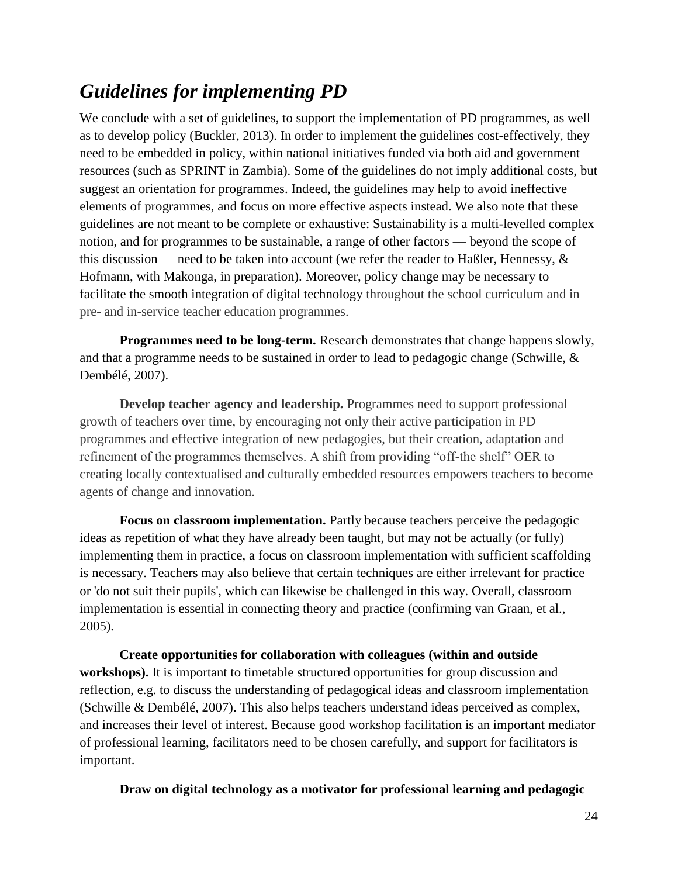## *Guidelines for implementing PD*

We conclude with a set of guidelines, to support the implementation of PD programmes, as well as to develop policy (Buckler, 2013). In order to implement the guidelines cost-effectively, they need to be embedded in policy, within national initiatives funded via both aid and government resources (such as SPRINT in Zambia). Some of the guidelines do not imply additional costs, but suggest an orientation for programmes. Indeed, the guidelines may help to avoid ineffective elements of programmes, and focus on more effective aspects instead. We also note that these guidelines are not meant to be complete or exhaustive: Sustainability is a multi-levelled complex notion, and for programmes to be sustainable, a range of other factors — beyond the scope of this discussion — need to be taken into account (we refer the reader to Haßler, Hennessy, & Hofmann, with Makonga, in preparation). Moreover, policy change may be necessary to facilitate the smooth integration of digital technology throughout the school curriculum and in pre- and in-service teacher education programmes.

**Programmes need to be long-term.** Research demonstrates that change happens slowly, and that a programme needs to be sustained in order to lead to pedagogic change (Schwille, & Dembélé, 2007).

**Develop teacher agency and leadership.** Programmes need to support professional growth of teachers over time, by encouraging not only their active participation in PD programmes and effective integration of new pedagogies, but their creation, adaptation and refinement of the programmes themselves. A shift from providing "off-the shelf" OER to creating locally contextualised and culturally embedded resources empowers teachers to become agents of change and innovation.

**Focus on classroom implementation.** Partly because teachers perceive the pedagogic ideas as repetition of what they have already been taught, but may not be actually (or fully) implementing them in practice, a focus on classroom implementation with sufficient scaffolding is necessary. Teachers may also believe that certain techniques are either irrelevant for practice or 'do not suit their pupils', which can likewise be challenged in this way. Overall, classroom implementation is essential in connecting theory and practice (confirming van Graan, et al., 2005).

**Create opportunities for collaboration with colleagues (within and outside workshops).** It is important to timetable structured opportunities for group discussion and reflection, e.g. to discuss the understanding of pedagogical ideas and classroom implementation (Schwille & Dembélé, 2007). This also helps teachers understand ideas perceived as complex, and increases their level of interest. Because good workshop facilitation is an important mediator of professional learning, facilitators need to be chosen carefully, and support for facilitators is important.

**Draw on digital technology as a motivator for professional learning and pedagogic**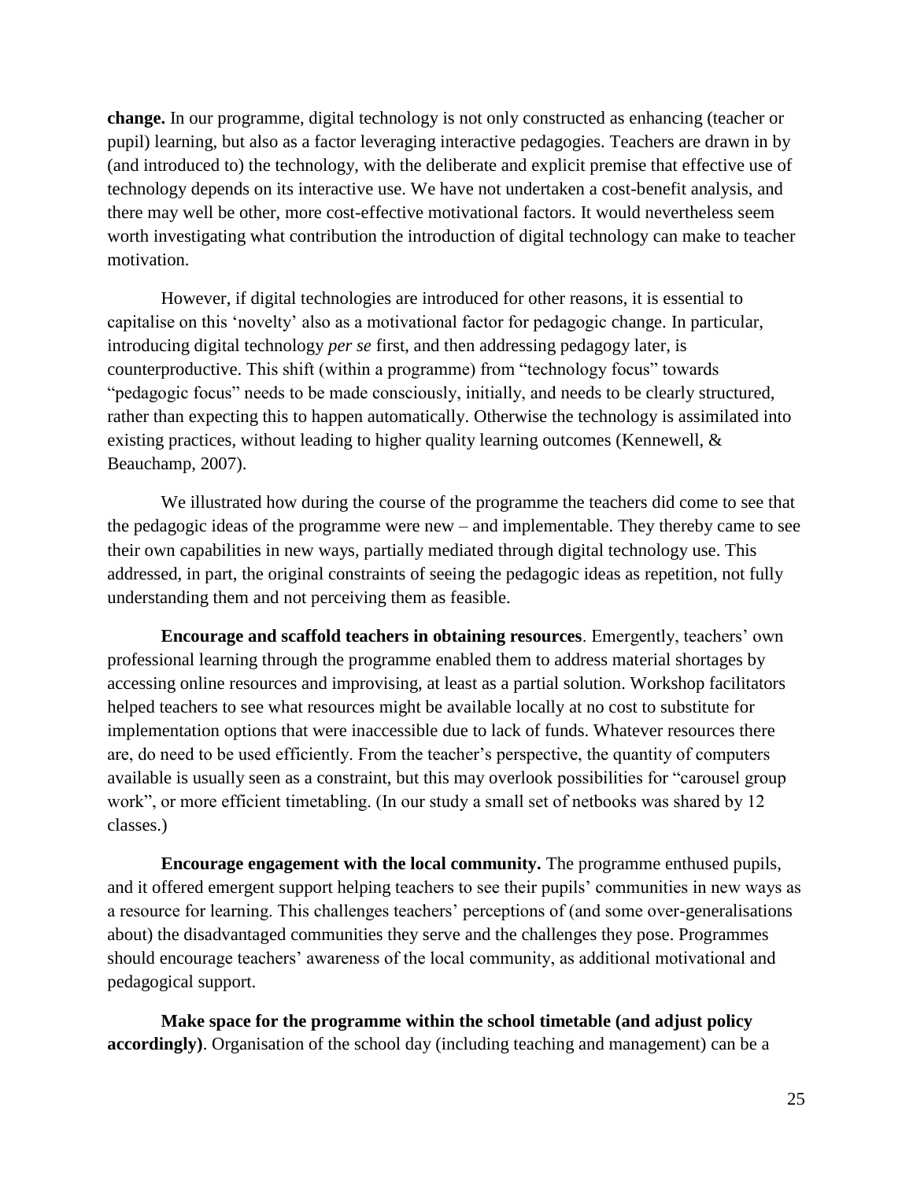**change.** In our programme, digital technology is not only constructed as enhancing (teacher or pupil) learning, but also as a factor leveraging interactive pedagogies. Teachers are drawn in by (and introduced to) the technology, with the deliberate and explicit premise that effective use of technology depends on its interactive use. We have not undertaken a cost-benefit analysis, and there may well be other, more cost-effective motivational factors. It would nevertheless seem worth investigating what contribution the introduction of digital technology can make to teacher motivation.

However, if digital technologies are introduced for other reasons, it is essential to capitalise on this 'novelty' also as a motivational factor for pedagogic change. In particular, introducing digital technology *per se* first, and then addressing pedagogy later, is counterproductive. This shift (within a programme) from "technology focus" towards "pedagogic focus" needs to be made consciously, initially, and needs to be clearly structured, rather than expecting this to happen automatically. Otherwise the technology is assimilated into existing practices, without leading to higher quality learning outcomes (Kennewell, & Beauchamp, 2007).

We illustrated how during the course of the programme the teachers did come to see that the pedagogic ideas of the programme were new – and implementable. They thereby came to see their own capabilities in new ways, partially mediated through digital technology use. This addressed, in part, the original constraints of seeing the pedagogic ideas as repetition, not fully understanding them and not perceiving them as feasible.

**Encourage and scaffold teachers in obtaining resources**. Emergently, teachers' own professional learning through the programme enabled them to address material shortages by accessing online resources and improvising, at least as a partial solution. Workshop facilitators helped teachers to see what resources might be available locally at no cost to substitute for implementation options that were inaccessible due to lack of funds. Whatever resources there are, do need to be used efficiently. From the teacher's perspective, the quantity of computers available is usually seen as a constraint, but this may overlook possibilities for "carousel group work", or more efficient timetabling. (In our study a small set of netbooks was shared by 12 classes.)

**Encourage engagement with the local community.** The programme enthused pupils, and it offered emergent support helping teachers to see their pupils' communities in new ways as a resource for learning. This challenges teachers' perceptions of (and some over-generalisations about) the disadvantaged communities they serve and the challenges they pose. Programmes should encourage teachers' awareness of the local community, as additional motivational and pedagogical support.

**Make space for the programme within the school timetable (and adjust policy accordingly)**. Organisation of the school day (including teaching and management) can be a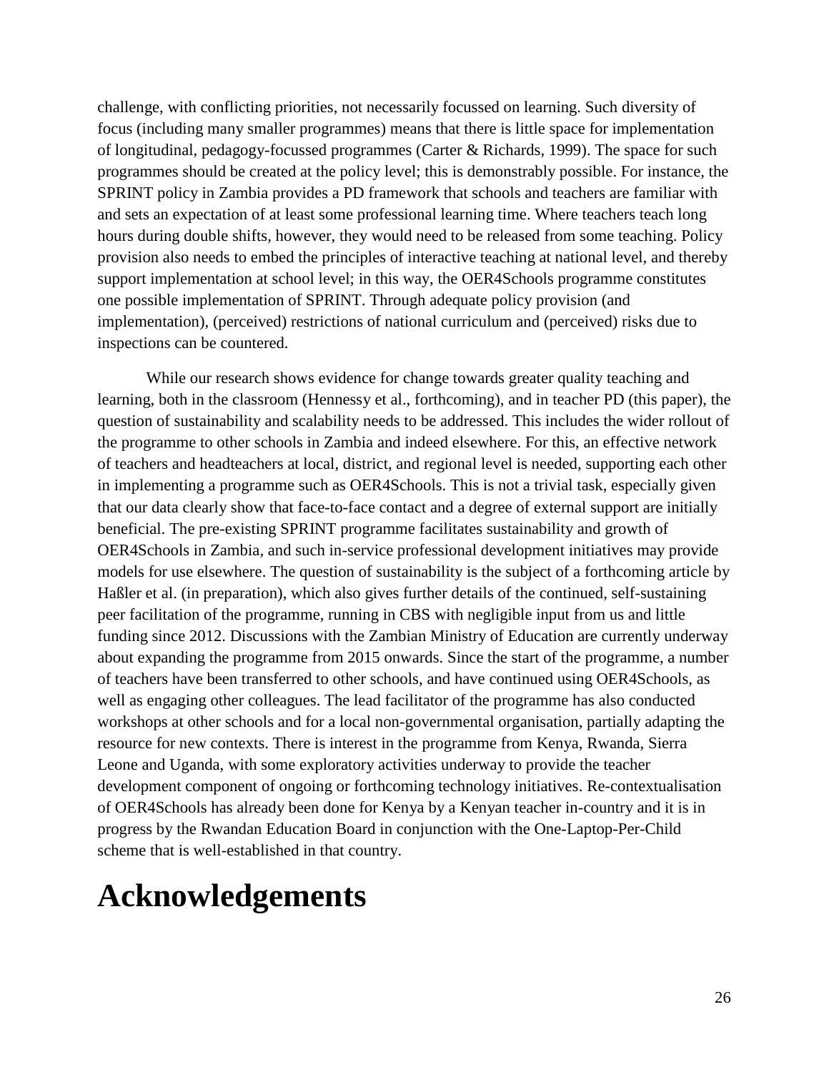challenge, with conflicting priorities, not necessarily focussed on learning. Such diversity of focus (including many smaller programmes) means that there is little space for implementation of longitudinal, pedagogy-focussed programmes (Carter & Richards, 1999). The space for such programmes should be created at the policy level; this is demonstrably possible. For instance, the SPRINT policy in Zambia provides a PD framework that schools and teachers are familiar with and sets an expectation of at least some professional learning time. Where teachers teach long hours during double shifts, however, they would need to be released from some teaching. Policy provision also needs to embed the principles of interactive teaching at national level, and thereby support implementation at school level; in this way, the OER4Schools programme constitutes one possible implementation of SPRINT. Through adequate policy provision (and implementation), (perceived) restrictions of national curriculum and (perceived) risks due to inspections can be countered.

While our research shows evidence for change towards greater quality teaching and learning, both in the classroom (Hennessy et al., forthcoming), and in teacher PD (this paper), the question of sustainability and scalability needs to be addressed. This includes the wider rollout of the programme to other schools in Zambia and indeed elsewhere. For this, an effective network of teachers and headteachers at local, district, and regional level is needed, supporting each other in implementing a programme such as OER4Schools. This is not a trivial task, especially given that our data clearly show that face-to-face contact and a degree of external support are initially beneficial. The pre-existing SPRINT programme facilitates sustainability and growth of OER4Schools in Zambia, and such in-service professional development initiatives may provide models for use elsewhere. The question of sustainability is the subject of a forthcoming article by Haßler et al. (in preparation), which also gives further details of the continued, self-sustaining peer facilitation of the programme, running in CBS with negligible input from us and little funding since 2012. Discussions with the Zambian Ministry of Education are currently underway about expanding the programme from 2015 onwards. Since the start of the programme, a number of teachers have been transferred to other schools, and have continued using OER4Schools, as well as engaging other colleagues. The lead facilitator of the programme has also conducted workshops at other schools and for a local non-governmental organisation, partially adapting the resource for new contexts. There is interest in the programme from Kenya, Rwanda, Sierra Leone and Uganda, with some exploratory activities underway to provide the teacher development component of ongoing or forthcoming technology initiatives. Re-contextualisation of OER4Schools has already been done for Kenya by a Kenyan teacher in-country and it is in progress by the Rwandan Education Board in conjunction with the One-Laptop-Per-Child scheme that is well-established in that country.

# Acknowledgements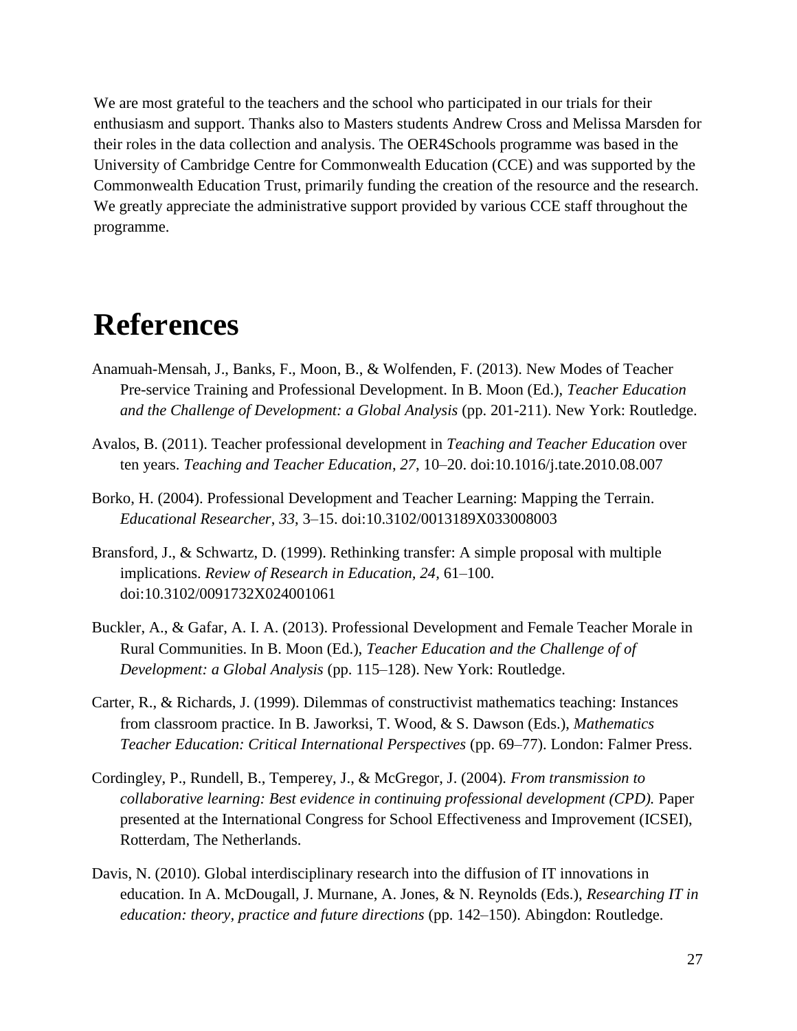We are most grateful to the teachers and the school who participated in our trials for their enthusiasm and support. Thanks also to Masters students Andrew Cross and Melissa Marsden for their roles in the data collection and analysis. The OER4Schools programme was based in the University of Cambridge Centre for Commonwealth Education (CCE) and was supported by the Commonwealth Education Trust, primarily funding the creation of the resource and the research. We greatly appreciate the administrative support provided by various CCE staff throughout the programme.

# References

Anamuah-Mensah, J., Banks, F., Moon, B., & Wolfenden, F. (2013). New Modes of Teacher Pre-service Training and Professional Development. In B. Moon (Ed.), *Teacher Education and the Challenge of Development: a Global Analysis* (pp. 201-211). New York: Routledge.

Avalos, B. (2011). Teacher professional development in *Teaching and Teacher Education* over ten years. *Teaching and Teacher Education*, *27*, 10–20. doi:10.1016/j.tate.2010.08.007

Borko, H. (2004). Professional Development and Teacher Learning: Mapping the Terrain. *Educational Researcher*, *33*, 3–15. doi:10.3102/0013189X033008003

Bransford, J., & Schwartz, D. (1999). Rethinking transfer: A simple proposal with multiple implications. *Review of Research in Education, 24,* 61–100. doi:10.3102/0091732X024001061

Buckler, A., & Gafar, A. I. A. (2013). Professional Development and Female Teacher Morale in Rural Communities. In B. Moon (Ed.), *Teacher Education and the Challenge of of Development: a Global Analysis* (pp. 115–128). New York: Routledge.

Carter, R., & Richards, J. (1999). Dilemmas of constructivist mathematics teaching: Instances from classroom practice. In B. Jaworksi, T. Wood, & S. Dawson (Eds.), *Mathematics Teacher Education: Critical International Perspectives* (pp. 69–77). London: Falmer Press.

Cordingley, P., Rundell, B., Temperey, J., & McGregor, J. (2004). *From transmission to collaborative learning: Best evidence in continuing professional development (CPD).* Paper presented at the International Congress for School Effectiveness and Improvement (ICSEI), Rotterdam, The Netherlands.

Davis, N. (2010). Global interdisciplinary research into the diffusion of IT innovations in education. In A. McDougall, J. Murnane, A. Jones, & N. Reynolds (Eds.), *Researching IT in education: theory, practice and future directions* (pp. 142–150). Abingdon: Routledge.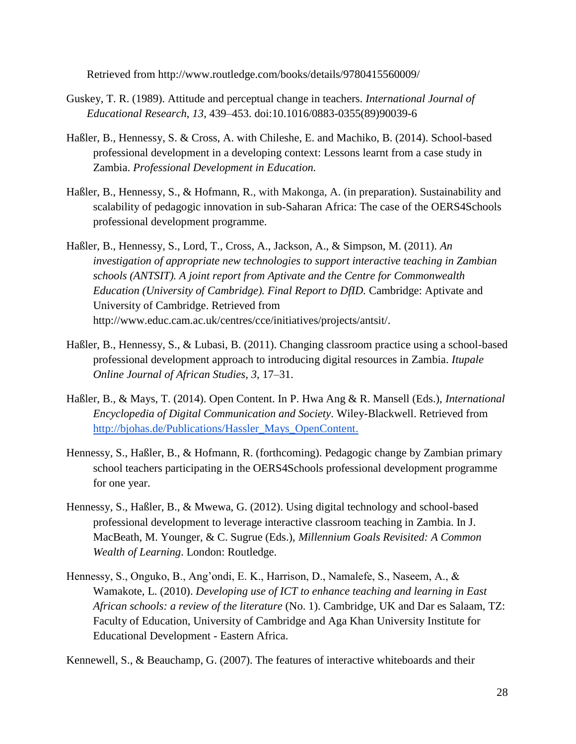Retrieved from http://www.routledge.com/books/details/9780415560009/

Guskey, T. R. (1989). Attitude and perceptual change in teachers. *International Journal of Educational Research*, *13*, 439–453. doi:10.1016/0883-0355(89)90039-6

Haßler, B., Hennessy, S. & Cross, A. with Chileshe, E. and Machiko, B. (2014). School-based professional development in a developing context: Lessons learnt from a case study in Zambia. *Professional Development in Education.*

Haßler, B., Hennessy, S., & Hofmann, R., with Makonga, A. (in preparation). Sustainability and scalability of pedagogic innovation in sub-Saharan Africa: The case of the OERS4Schools professional development programme.

Haßler, B., Hennessy, S., Lord, T., Cross, A., Jackson, A., & Simpson, M. (2011). *An investigation of appropriate new technologies to support interactive teaching in Zambian schools (ANTSIT). A joint report from Aptivate and the Centre for Commonwealth Education (University of Cambridge). Final Report to DfID.* Cambridge: Aptivate and University of Cambridge. Retrieved from http://www.educ.cam.ac.uk/centres/cce/initiatives/projects/antsit/.

Haßler, B., Hennessy, S., & Lubasi, B. (2011). Changing classroom practice using a school-based professional development approach to introducing digital resources in Zambia. *Itupale Online Journal of African Studies*, *3*, 17–31.

Haßler, B., & Mays, T. (2014). Open Content. In P. Hwa Ang & R. Mansell (Eds.), *International Encyclopedia of Digital Communication and Society*. Wiley-Blackwell. Retrieved from http://bjohas.de/Publications/Hassler_Mays_OpenContent.

Hennessy, S., Haßler, B., & Hofmann, R. (forthcoming). Pedagogic change by Zambian primary school teachers participating in the OERS4Schools professional development programme for one year.

Hennessy, S., Haßler, B., & Mwewa, G. (2012). Using digital technology and school-based professional development to leverage interactive classroom teaching in Zambia. In J. MacBeath, M. Younger, & C. Sugrue (Eds.), *Millennium Goals Revisited: A Common Wealth of Learning*. London: Routledge.

Hennessy, S., Onguko, B., Ang'ondi, E. K., Harrison, D., Namalefe, S., Naseem, A., & Wamakote, L. (2010). *Developing use of ICT to enhance teaching and learning in East African schools: a review of the literature* (No. 1). Cambridge, UK and Dar es Salaam, TZ: Faculty of Education, University of Cambridge and Aga Khan University Institute for Educational Development - Eastern Africa.

Kennewell, S., & Beauchamp, G. (2007). The features of interactive whiteboards and their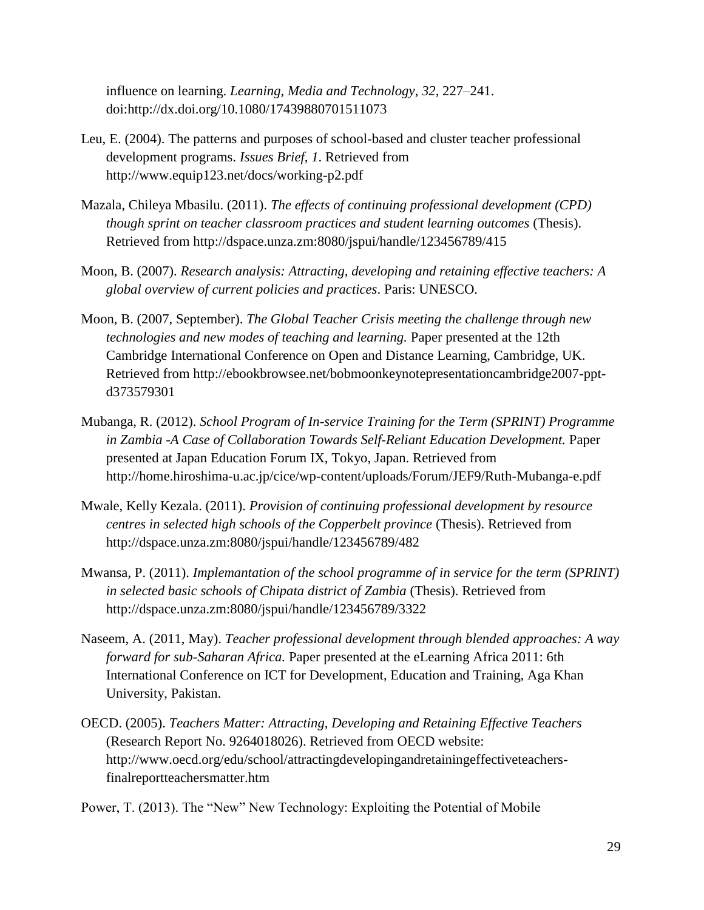influence on learning. *Learning, Media and Technology*, *32*, 227–241. doi:http://dx.doi.org/10.1080/17439880701511073

Leu, E. (2004). The patterns and purposes of school-based and cluster teacher professional development programs. *Issues Brief, 1*. Retrieved from http://www.equip123.net/docs/working-p2.pdf

Mazala, Chileya Mbasilu. (2011). *The effects of continuing professional development (CPD) though sprint on teacher classroom practices and student learning outcomes* (Thesis). Retrieved from http://dspace.unza.zm:8080/jspui/handle/123456789/415

Moon, B. (2007). *Research analysis: Attracting, developing and retaining effective teachers: A global overview of current policies and practices*. Paris: UNESCO.

Moon, B. (2007, September). *The Global Teacher Crisis meeting the challenge through new technologies and new modes of teaching and learning.* Paper presented at the 12th Cambridge International Conference on Open and Distance Learning, Cambridge, UK. Retrieved from http://ebookbrowsee.net/bobmoonkeynotepresentationcambridge2007-ppt-d373579301

Mubanga, R. (2012). *School Program of In-service Training for the Term (SPRINT) Programme in Zambia -A Case of Collaboration Towards Self-Reliant Education Development.* Paper presented at Japan Education Forum IX, Tokyo, Japan. Retrieved from http://home.hiroshima-u.ac.jp/cice/wp-content/uploads/Forum/JEF9/Ruth-Mubanga-e.pdf

Mwale, Kelly Kezala. (2011). *Provision of continuing professional development by resource centres in selected high schools of the Copperbelt province* (Thesis). Retrieved from http://dspace.unza.zm:8080/jspui/handle/123456789/482

Mwansa, P. (2011). *Implemantation of the school programme of in service for the term (SPRINT) in selected basic schools of Chipata district of Zambia* (Thesis). Retrieved from http://dspace.unza.zm:8080/jspui/handle/123456789/3322

Naseem, A. (2011, May). *Teacher professional development through blended approaches: A way forward for sub-Saharan Africa.* Paper presented at the eLearning Africa 2011: 6th International Conference on ICT for Development, Education and Training, Aga Khan University, Pakistan.

OECD. (2005). *Teachers Matter: Attracting, Developing and Retaining Effective Teachers* (Research Report No. 9264018026). Retrieved from OECD website: http://www.oecd.org/edu/school/attractingdevelopingandretainingeffectiveteachers-finalreportteachersmatter.htm

Power, T. (2013). The "New" New Technology: Exploiting the Potential of Mobile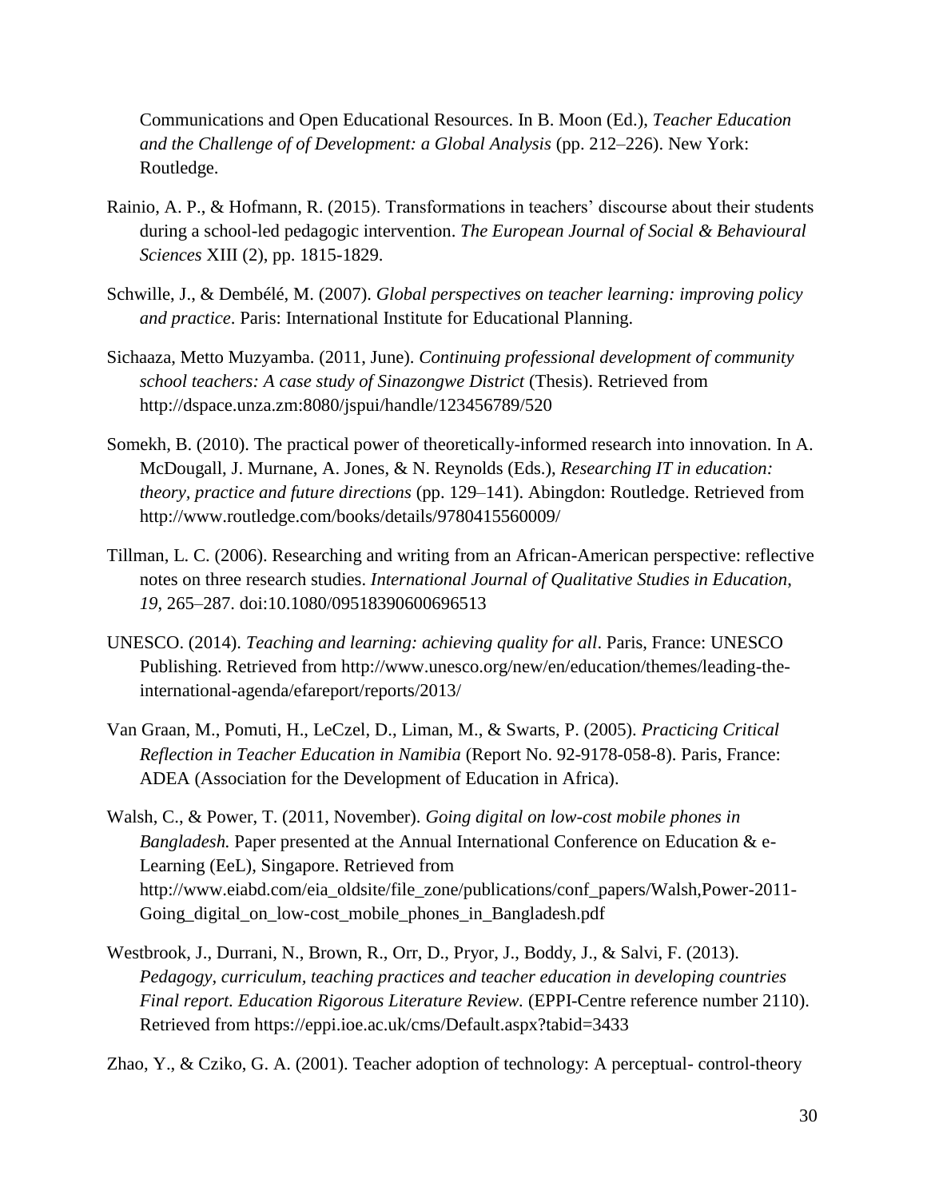Communications and Open Educational Resources. In B. Moon (Ed.), *Teacher Education and the Challenge of of Development: a Global Analysis* (pp. 212–226). New York: Routledge.

Rainio, A. P., & Hofmann, R. (2015). Transformations in teachers' discourse about their students during a school-led pedagogic intervention. *The European Journal of Social & Behavioural Sciences* XIII (2), pp. 1815-1829.

Schwille, J., & Dembélé, M. (2007). *Global perspectives on teacher learning: improving policy and practice*. Paris: International Institute for Educational Planning.

Sichaaza, Metto Muzyamba. (2011, June). *Continuing professional development of community school teachers: A case study of Sinazongwe District* (Thesis). Retrieved from http://dspace.unza.zm:8080/jspui/handle/123456789/520

Somekh, B. (2010). The practical power of theoretically-informed research into innovation. In A. McDougall, J. Murnane, A. Jones, & N. Reynolds (Eds.), *Researching IT in education: theory, practice and future directions* (pp. 129–141). Abingdon: Routledge. Retrieved from http://www.routledge.com/books/details/9780415560009/

Tillman, L. C. (2006). Researching and writing from an African-American perspective: reflective notes on three research studies. *International Journal of Qualitative Studies in Education*, *19*, 265–287. doi:10.1080/09518390600696513

UNESCO. (2014). *Teaching and learning: achieving quality for all*. Paris, France: UNESCO Publishing. Retrieved from http://www.unesco.org/new/en/education/themes/leading-the-international-agenda/efareport/reports/2013/

Van Graan, M., Pomuti, H., LeCzel, D., Liman, M., & Swarts, P. (2005). *Practicing Critical Reflection in Teacher Education in Namibia* (Report No. 92-9178-058-8). Paris, France: ADEA (Association for the Development of Education in Africa).

Walsh, C., & Power, T. (2011, November). *Going digital on low-cost mobile phones in Bangladesh.* Paper presented at the Annual International Conference on Education & e-Learning (EeL), Singapore. Retrieved from http://www.eiabd.com/eia_oldsite/file_zone/publications/conf_papers/Walsh,Power-2011-Going_digital_on_low-cost_mobile_phones_in_Bangladesh.pdf

Westbrook, J., Durrani, N., Brown, R., Orr, D., Pryor, J., Boddy, J., & Salvi, F. (2013). *Pedagogy, curriculum, teaching practices and teacher education in developing countries Final report. Education Rigorous Literature Review.* (EPPI-Centre reference number 2110). Retrieved from https://eppi.ioe.ac.uk/cms/Default.aspx?tabid=3433

Zhao, Y., & Cziko, G. A. (2001). Teacher adoption of technology: A perceptual- control-theory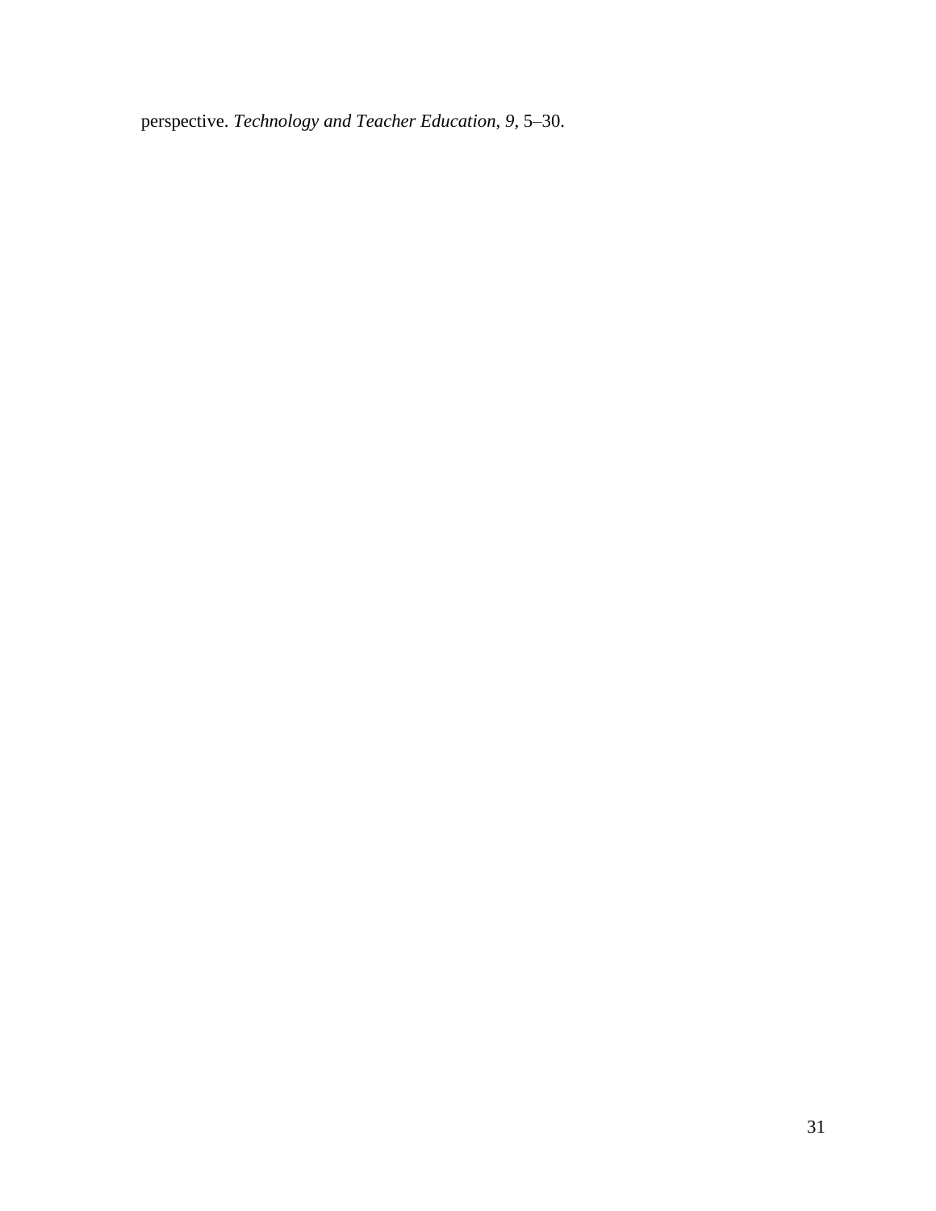perspective. *Technology and Teacher Education*, *9*, 5–30.